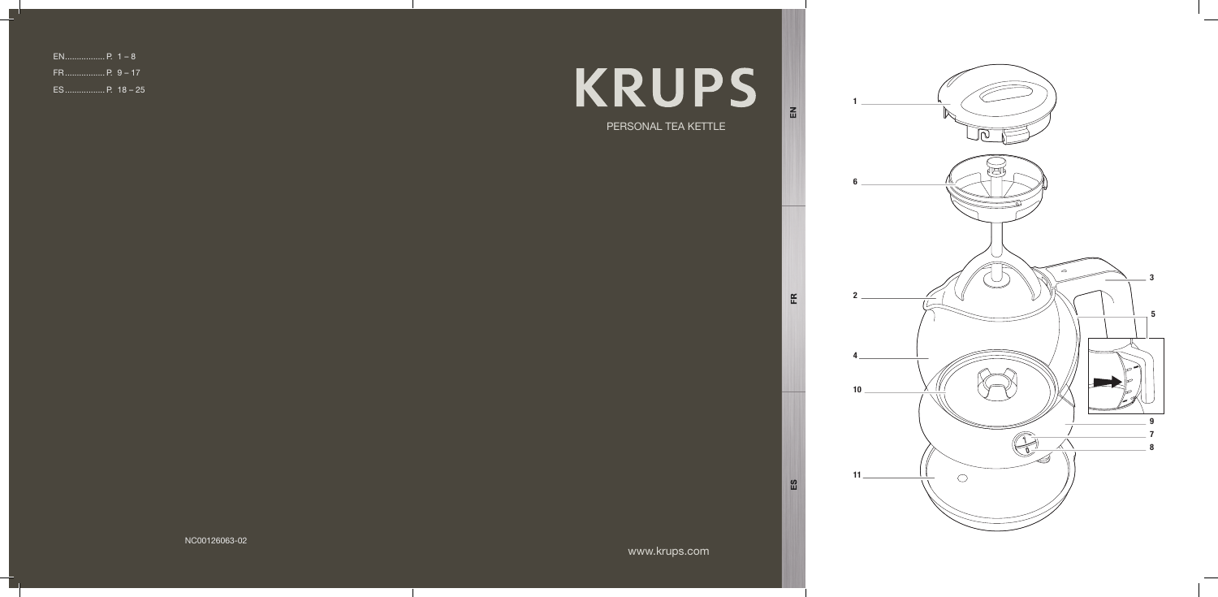EN................. P. 1 – 8
FR................. P. 9 – 17
ES................. P. 18 – 25

# KRUPS

PERSONAL TEA KETTLE

NC00126063-02

www.krups.com

EN

FR

ES

1

6

3

2

5

4

10

9

7

8

11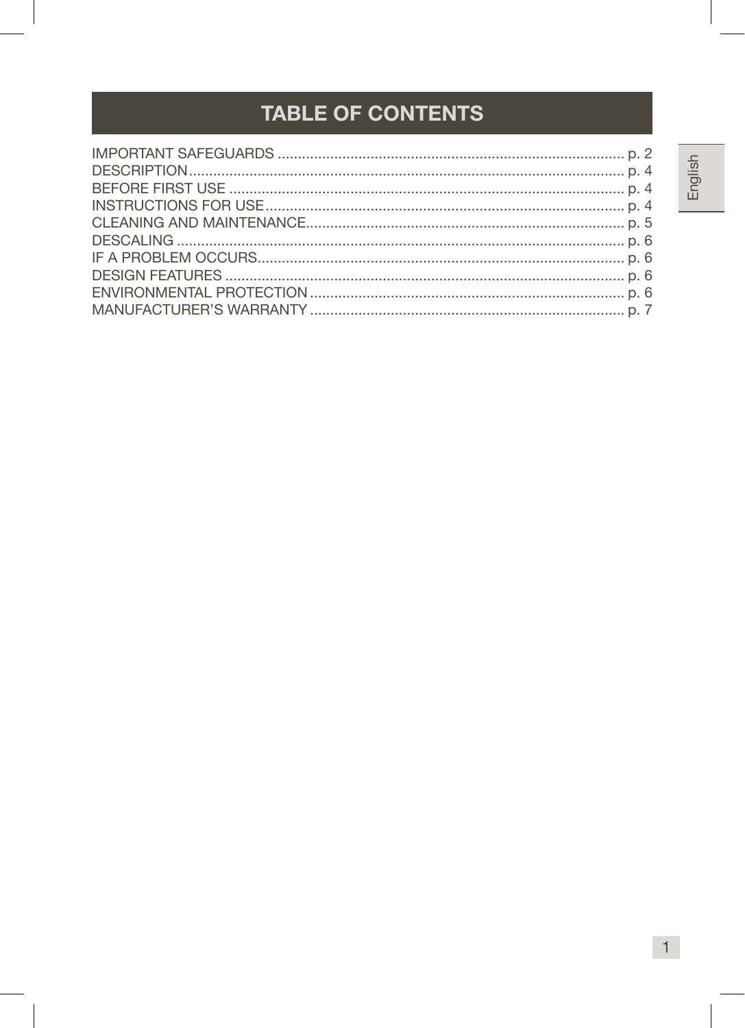# TABLE OF CONTENTS

IMPORTANT SAFEGUARDS ........................................................................................ p. 2
DESCRIPTION.......................................................................................................... p. 4
BEFORE FIRST USE ................................................................................................ p. 4
INSTRUCTIONS FOR USE........................................................................................ p. 4
CLEANING AND MAINTENANCE.............................................................................. p. 5
DESCALING ............................................................................................................ p. 6
IF A PROBLEM OCCURS.......................................................................................... p. 6
DESIGN FEATURES ................................................................................................. p. 6
ENVIRONMENTAL PROTECTION ............................................................................. p. 6
MANUFACTURER'S WARRANTY ............................................................................. p. 7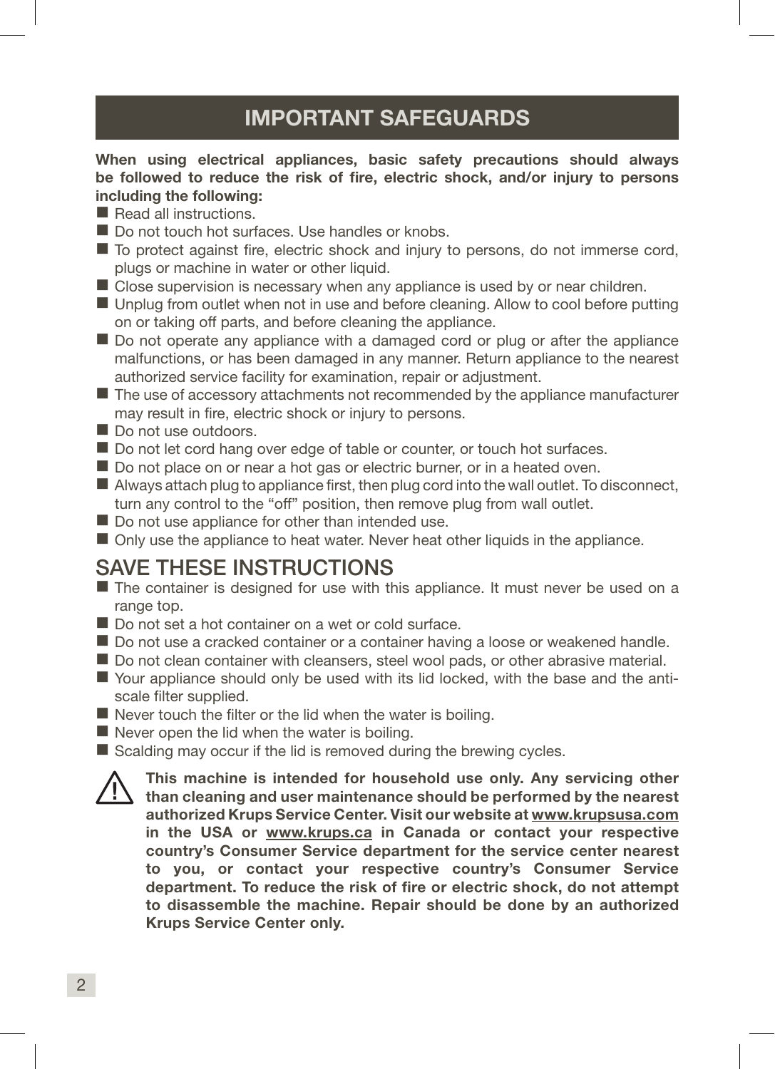# IMPORTANT SAFEGUARDS

**When using electrical appliances, basic safety precautions should always be followed to reduce the risk of fire, electric shock, and/or injury to persons including the following:**

- Read all instructions.
- Do not touch hot surfaces. Use handles or knobs.
- To protect against fire, electric shock and injury to persons, do not immerse cord, plugs or machine in water or other liquid.
- Close supervision is necessary when any appliance is used by or near children.
- Unplug from outlet when not in use and before cleaning. Allow to cool before putting on or taking off parts, and before cleaning the appliance.
- Do not operate any appliance with a damaged cord or plug or after the appliance malfunctions, or has been damaged in any manner. Return appliance to the nearest authorized service facility for examination, repair or adjustment.
- The use of accessory attachments not recommended by the appliance manufacturer may result in fire, electric shock or injury to persons.
- Do not use outdoors.
- Do not let cord hang over edge of table or counter, or touch hot surfaces.
- Do not place on or near a hot gas or electric burner, or in a heated oven.
- Always attach plug to appliance first, then plug cord into the wall outlet. To disconnect, turn any control to the “off” position, then remove plug from wall outlet.
- Do not use appliance for other than intended use.
- Only use the appliance to heat water. Never heat other liquids in the appliance.

## SAVE THESE INSTRUCTIONS

- The container is designed for use with this appliance. It must never be used on a range top.
- Do not set a hot container on a wet or cold surface.
- Do not use a cracked container or a container having a loose or weakened handle.
- Do not clean container with cleansers, steel wool pads, or other abrasive material.
- Your appliance should only be used with its lid locked, with the base and the anti-scale filter supplied.
- Never touch the filter or the lid when the water is boiling.
- Never open the lid when the water is boiling.
- Scalding may occur if the lid is removed during the brewing cycles.

⚠ **This machine is intended for household use only. Any servicing other than cleaning and user maintenance should be performed by the nearest authorized Krups Service Center. Visit our website at www.krupsusa.com in the USA or www.krups.ca in Canada or contact your respective country’s Consumer Service department for the service center nearest to you, or contact your respective country’s Consumer Service department. To reduce the risk of fire or electric shock, do not attempt to disassemble the machine. Repair should be done by an authorized Krups Service Center only.**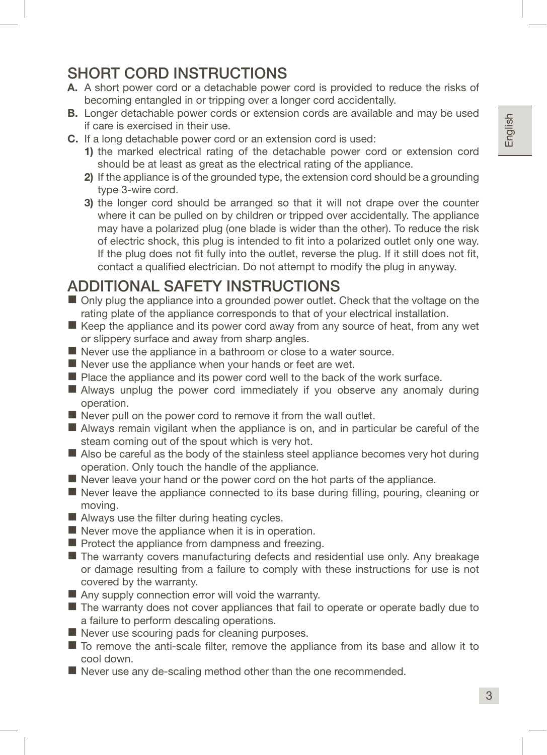## SHORT CORD INSTRUCTIONS

**A.** A short power cord or a detachable power cord is provided to reduce the risks of becoming entangled in or tripping over a longer cord accidentally.

**B.** Longer detachable power cords or extension cords are available and may be used if care is exercised in their use.

**C.** If a long detachable power cord or an extension cord is used:

   **1)** the marked electrical rating of the detachable power cord or extension cord should be at least as great as the electrical rating of the appliance.

   **2)** If the appliance is of the grounded type, the extension cord should be a grounding type 3-wire cord.

   **3)** the longer cord should be arranged so that it will not drape over the counter where it can be pulled on by children or tripped over accidentally. The appliance may have a polarized plug (one blade is wider than the other). To reduce the risk of electric shock, this plug is intended to fit into a polarized outlet only one way. If the plug does not fit fully into the outlet, reverse the plug. If it still does not fit, contact a qualified electrician. Do not attempt to modify the plug in anyway.

## ADDITIONAL SAFETY INSTRUCTIONS

- Only plug the appliance into a grounded power outlet. Check that the voltage on the rating plate of the appliance corresponds to that of your electrical installation.
- Keep the appliance and its power cord away from any source of heat, from any wet or slippery surface and away from sharp angles.
- Never use the appliance in a bathroom or close to a water source.
- Never use the appliance when your hands or feet are wet.
- Place the appliance and its power cord well to the back of the work surface.
- Always unplug the power cord immediately if you observe any anomaly during operation.
- Never pull on the power cord to remove it from the wall outlet.
- Always remain vigilant when the appliance is on, and in particular be careful of the steam coming out of the spout which is very hot.
- Also be careful as the body of the stainless steel appliance becomes very hot during operation. Only touch the handle of the appliance.
- Never leave your hand or the power cord on the hot parts of the appliance.
- Never leave the appliance connected to its base during filling, pouring, cleaning or moving.
- Always use the filter during heating cycles.
- Never move the appliance when it is in operation.
- Protect the appliance from dampness and freezing.
- The warranty covers manufacturing defects and residential use only. Any breakage or damage resulting from a failure to comply with these instructions for use is not covered by the warranty.
- Any supply connection error will void the warranty.
- The warranty does not cover appliances that fail to operate or operate badly due to a failure to perform descaling operations.
- Never use scouring pads for cleaning purposes.
- To remove the anti-scale filter, remove the appliance from its base and allow it to cool down.
- Never use any de-scaling method other than the one recommended.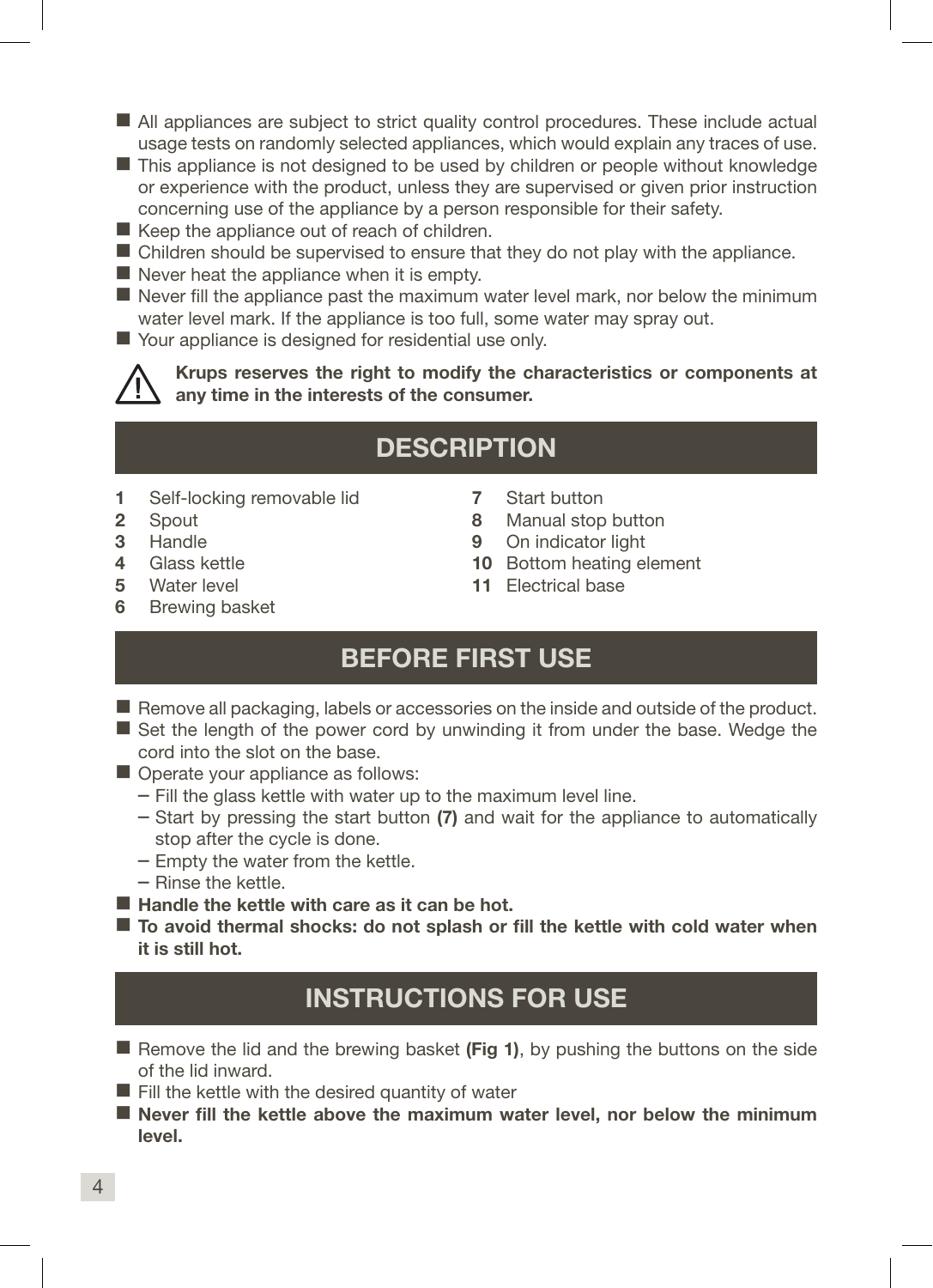- All appliances are subject to strict quality control procedures. These include actual usage tests on randomly selected appliances, which would explain any traces of use.
- This appliance is not designed to be used by children or people without knowledge or experience with the product, unless they are supervised or given prior instruction concerning use of the appliance by a person responsible for their safety.
- Keep the appliance out of reach of children.
- Children should be supervised to ensure that they do not play with the appliance.
- Never heat the appliance when it is empty.
- Never fill the appliance past the maximum water level mark, nor below the minimum water level mark. If the appliance is too full, some water may spray out.
- Your appliance is designed for residential use only.

⚠ **Krups reserves the right to modify the characteristics or components at any time in the interests of the consumer.**

## DESCRIPTION

1 Self-locking removable lid
2 Spout
3 Handle
4 Glass kettle
5 Water level
6 Brewing basket
7 Start button
8 Manual stop button
9 On indicator light
10 Bottom heating element
11 Electrical base

## BEFORE FIRST USE

- Remove all packaging, labels or accessories on the inside and outside of the product.
- Set the length of the power cord by unwinding it from under the base. Wedge the cord into the slot on the base.
- Operate your appliance as follows:
  - Fill the glass kettle with water up to the maximum level line.
  - Start by pressing the start button **(7)** and wait for the appliance to automatically stop after the cycle is done.
  - Empty the water from the kettle.
  - Rinse the kettle.
- **Handle the kettle with care as it can be hot.**
- **To avoid thermal shocks: do not splash or fill the kettle with cold water when it is still hot.**

## INSTRUCTIONS FOR USE

- Remove the lid and the brewing basket **(Fig 1)**, by pushing the buttons on the side of the lid inward.
- Fill the kettle with the desired quantity of water
- **Never fill the kettle above the maximum water level, nor below the minimum level.**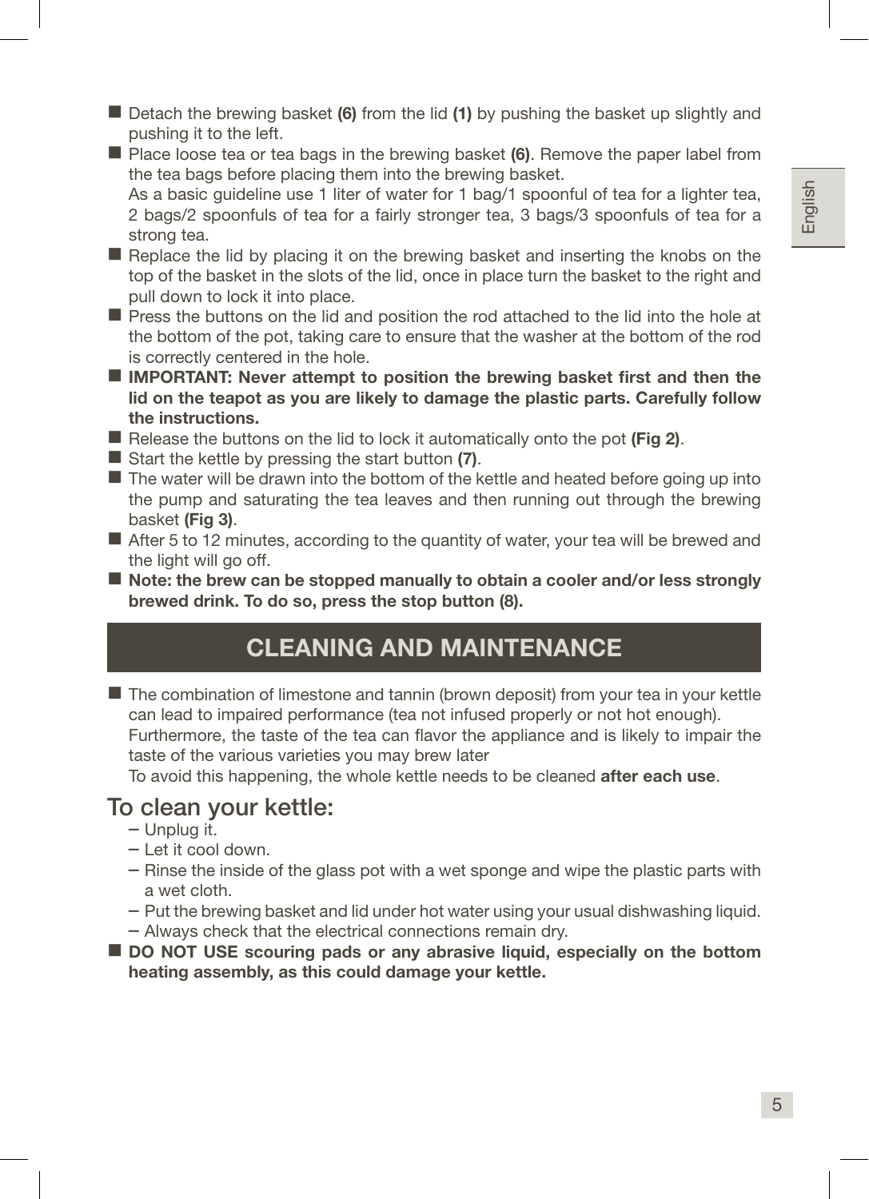- Detach the brewing basket **(6)** from the lid **(1)** by pushing the basket up slightly and pushing it to the left.
- Place loose tea or tea bags in the brewing basket **(6)**. Remove the paper label from the tea bags before placing them into the brewing basket.
  As a basic guideline use 1 liter of water for 1 bag/1 spoonful of tea for a lighter tea, 2 bags/2 spoonfuls of tea for a fairly stronger tea, 3 bags/3 spoonfuls of tea for a strong tea.
- Replace the lid by placing it on the brewing basket and inserting the knobs on the top of the basket in the slots of the lid, once in place turn the basket to the right and pull down to lock it into place.
- Press the buttons on the lid and position the rod attached to the lid into the hole at the bottom of the pot, taking care to ensure that the washer at the bottom of the rod is correctly centered in the hole.
- **IMPORTANT: Never attempt to position the brewing basket first and then the lid on the teapot as you are likely to damage the plastic parts. Carefully follow the instructions.**
- Release the buttons on the lid to lock it automatically onto the pot **(Fig 2)**.
- Start the kettle by pressing the start button **(7)**.
- The water will be drawn into the bottom of the kettle and heated before going up into the pump and saturating the tea leaves and then running out through the brewing basket **(Fig 3)**.
- After 5 to 12 minutes, according to the quantity of water, your tea will be brewed and the light will go off.
- **Note: the brew can be stopped manually to obtain a cooler and/or less strongly brewed drink. To do so, press the stop button (8).**

## CLEANING AND MAINTENANCE

- The combination of limestone and tannin (brown deposit) from your tea in your kettle can lead to impaired performance (tea not infused properly or not hot enough).
  Furthermore, the taste of the tea can flavor the appliance and is likely to impair the taste of the various varieties you may brew later
  To avoid this happening, the whole kettle needs to be cleaned **after each use**.

### To clean your kettle:

– Unplug it.
– Let it cool down.
– Rinse the inside of the glass pot with a wet sponge and wipe the plastic parts with a wet cloth.
– Put the brewing basket and lid under hot water using your usual dishwashing liquid.
– Always check that the electrical connections remain dry.

- **DO NOT USE scouring pads or any abrasive liquid, especially on the bottom heating assembly, as this could damage your kettle.**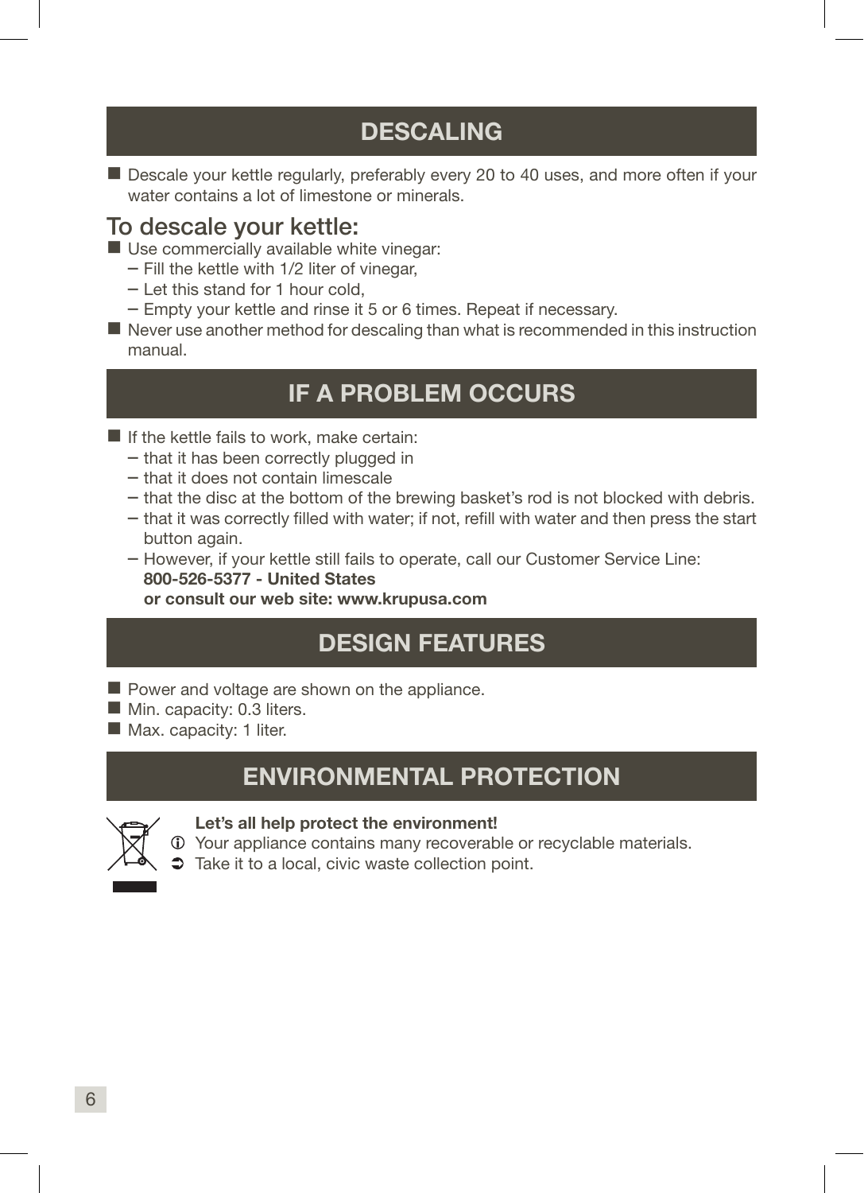## DESCALING

- Descale your kettle regularly, preferably every 20 to 40 uses, and more often if your water contains a lot of limestone or minerals.

### To descale your kettle:

- Use commercially available white vinegar:
  - Fill the kettle with 1/2 liter of vinegar,
  - Let this stand for 1 hour cold,
  - Empty your kettle and rinse it 5 or 6 times. Repeat if necessary.
- Never use another method for descaling than what is recommended in this instruction manual.

## IF A PROBLEM OCCURS

- If the kettle fails to work, make certain:
  - that it has been correctly plugged in
  - that it does not contain limescale
  - that the disc at the bottom of the brewing basket's rod is not blocked with debris.
  - that it was correctly filled with water; if not, refill with water and then press the start button again.
  - However, if your kettle still fails to operate, call our Customer Service Line:
    **800-526-5377 - United States**
    **or consult our web site: www.krupusa.com**

## DESIGN FEATURES

- Power and voltage are shown on the appliance.
- Min. capacity: 0.3 liters.
- Max. capacity: 1 liter.

## ENVIRONMENTAL PROTECTION

**Let's all help protect the environment!**

ⓘ Your appliance contains many recoverable or recyclable materials.

➲ Take it to a local, civic waste collection point.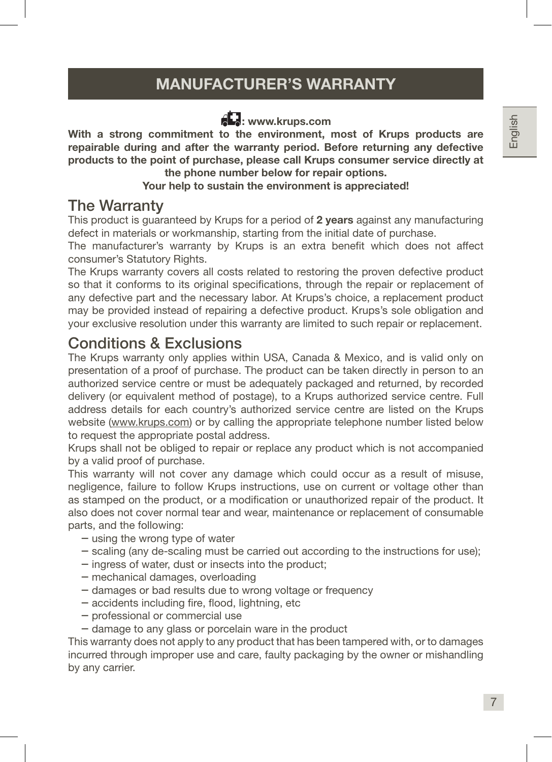# MANUFACTURER'S WARRANTY

**: www.krups.com**

**With a strong commitment to the environment, most of Krups products are repairable during and after the warranty period. Before returning any defective products to the point of purchase, please call Krups consumer service directly at the phone number below for repair options.**

**Your help to sustain the environment is appreciated!**

## The Warranty

This product is guaranteed by Krups for a period of **2 years** against any manufacturing defect in materials or workmanship, starting from the initial date of purchase.

The manufacturer's warranty by Krups is an extra benefit which does not affect consumer's Statutory Rights.

The Krups warranty covers all costs related to restoring the proven defective product so that it conforms to its original specifications, through the repair or replacement of any defective part and the necessary labor. At Krups's choice, a replacement product may be provided instead of repairing a defective product. Krups's sole obligation and your exclusive resolution under this warranty are limited to such repair or replacement.

## Conditions & Exclusions

The Krups warranty only applies within USA, Canada & Mexico, and is valid only on presentation of a proof of purchase. The product can be taken directly in person to an authorized service centre or must be adequately packaged and returned, by recorded delivery (or equivalent method of postage), to a Krups authorized service centre. Full address details for each country's authorized service centre are listed on the Krups website (www.krups.com) or by calling the appropriate telephone number listed below to request the appropriate postal address.

Krups shall not be obliged to repair or replace any product which is not accompanied by a valid proof of purchase.

This warranty will not cover any damage which could occur as a result of misuse, negligence, failure to follow Krups instructions, use on current or voltage other than as stamped on the product, or a modification or unauthorized repair of the product. It also does not cover normal tear and wear, maintenance or replacement of consumable parts, and the following:

- using the wrong type of water
- scaling (any de-scaling must be carried out according to the instructions for use);
- ingress of water, dust or insects into the product;
- mechanical damages, overloading
- damages or bad results due to wrong voltage or frequency
- accidents including fire, flood, lightning, etc
- professional or commercial use
- damage to any glass or porcelain ware in the product

This warranty does not apply to any product that has been tampered with, or to damages incurred through improper use and care, faulty packaging by the owner or mishandling by any carrier.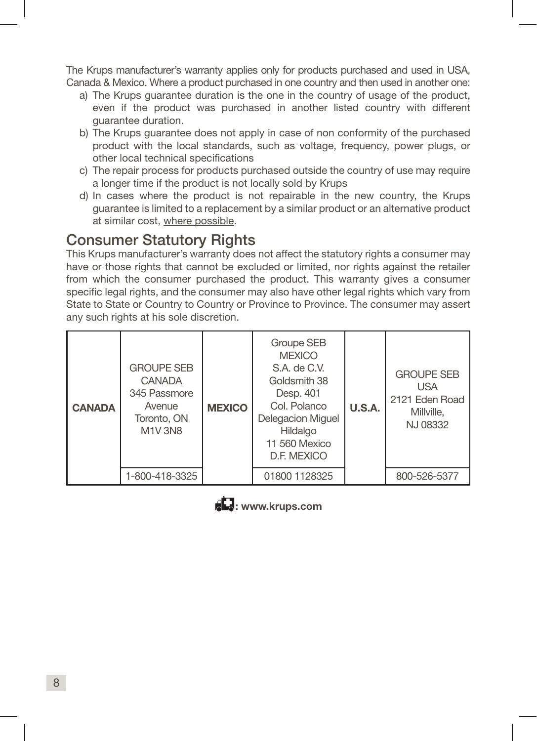The Krups manufacturer's warranty applies only for products purchased and used in USA, Canada & Mexico. Where a product purchased in one country and then used in another one:

a) The Krups guarantee duration is the one in the country of usage of the product, even if the product was purchased in another listed country with different guarantee duration.
b) The Krups guarantee does not apply in case of non conformity of the purchased product with the local standards, such as voltage, frequency, power plugs, or other local technical specifications
c) The repair process for products purchased outside the country of use may require a longer time if the product is not locally sold by Krups
d) In cases where the product is not repairable in the new country, the Krups guarantee is limited to a replacement by a similar product or an alternative product at similar cost, where possible.

## Consumer Statutory Rights

This Krups manufacturer's warranty does not affect the statutory rights a consumer may have or those rights that cannot be excluded or limited, nor rights against the retailer from which the consumer purchased the product. This warranty gives a consumer specific legal rights, and the consumer may also have other legal rights which vary from State to State or Country to Country or Province to Province. The consumer may assert any such rights at his sole discretion.

| **CANADA** | GROUPE SEB CANADA 345 Passmore Avenue Toronto, ON M1V 3N8 | **MEXICO** | Groupe SEB MEXICO S.A. de C.V. Goldsmith 38 Desp. 401 Col. Polanco Delegacion Miguel Hildalgo 11 560 Mexico D.F. MEXICO | **U.S.A.** | GROUPE SEB USA 2121 Eden Road Millville, NJ 08332 |
|---|---|---|---|---|---|
| | 1-800-418-3325 | | 01800 1128325 | | 800-526-5377 |

**: www.krups.com**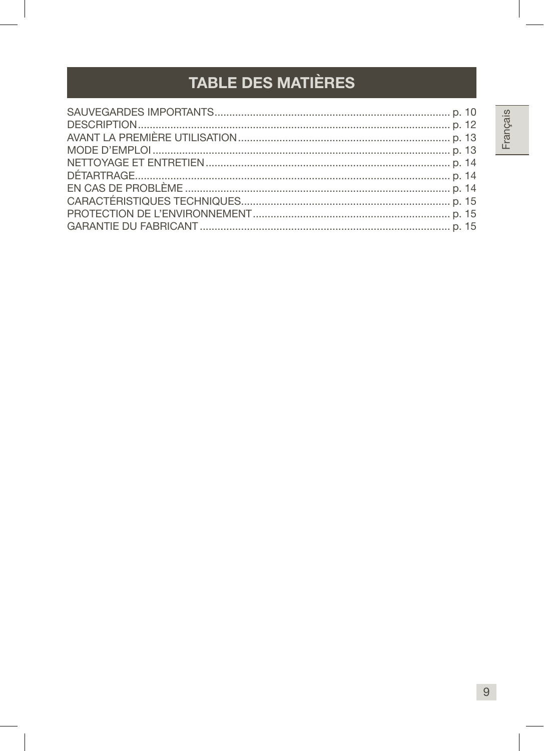# TABLE DES MATIÈRES

SAUVEGARDES IMPORTANTS................................................................................. p. 10
DESCRIPTION.......................................................................................................... p. 12
AVANT LA PREMIÈRE UTILISATION........................................................................ p. 13
MODE D'EMPLOI..................................................................................................... p. 13
NETTOYAGE ET ENTRETIEN................................................................................... p. 14
DÉTARTRAGE.......................................................................................................... p. 14
EN CAS DE PROBLÈME.......................................................................................... p. 14
CARACTÉRISTIQUES TECHNIQUES....................................................................... p. 15
PROTECTION DE L'ENVIRONNEMENT................................................................... p. 15
GARANTIE DU FABRICANT..................................................................................... p. 15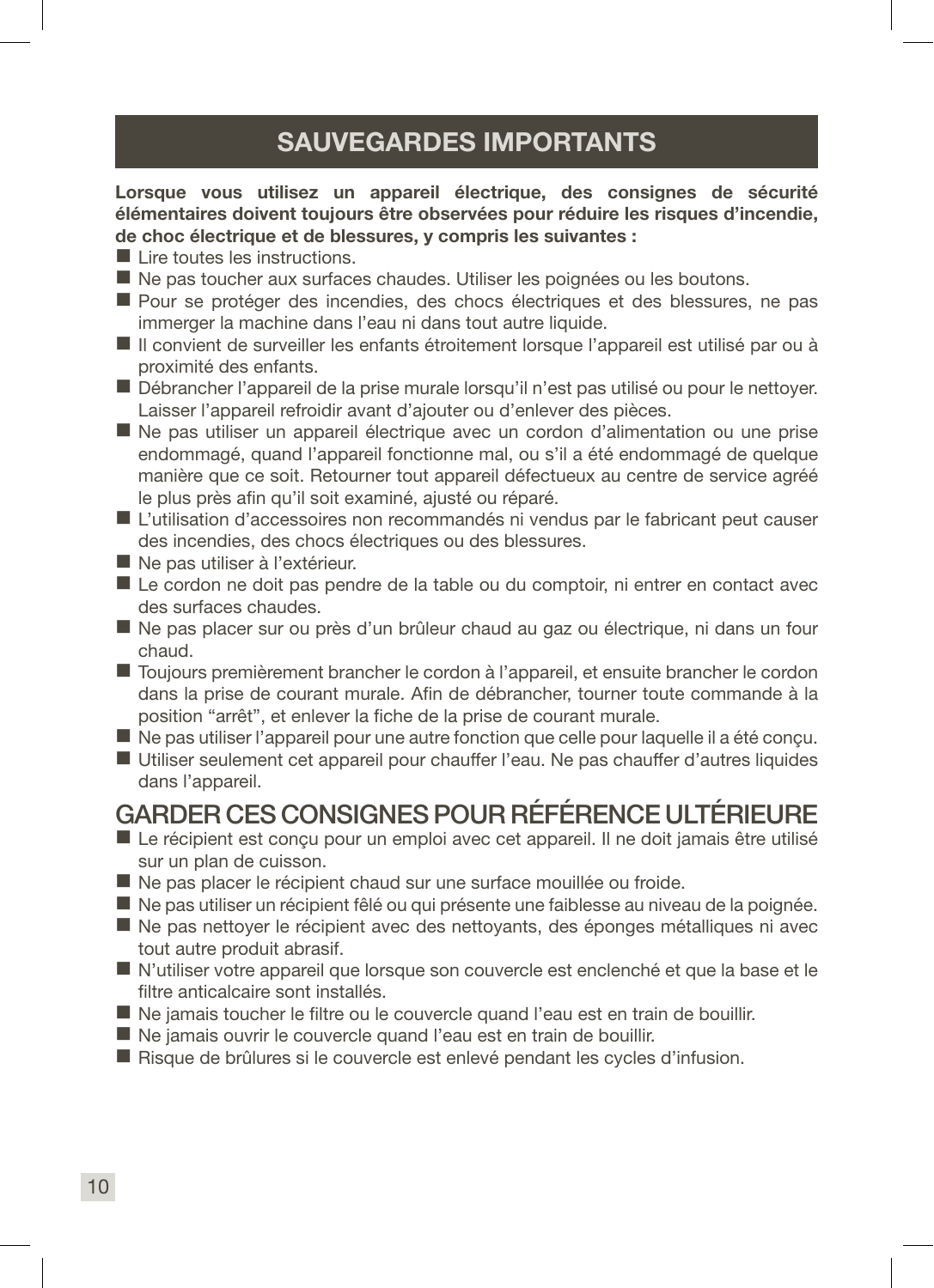# SAUVEGARDES IMPORTANTS

**Lorsque vous utilisez un appareil électrique, des consignes de sécurité élémentaires doivent toujours être observées pour réduire les risques d'incendie, de choc électrique et de blessures, y compris les suivantes :**

- Lire toutes les instructions.
- Ne pas toucher aux surfaces chaudes. Utiliser les poignées ou les boutons.
- Pour se protéger des incendies, des chocs électriques et des blessures, ne pas immerger la machine dans l'eau ni dans tout autre liquide.
- Il convient de surveiller les enfants étroitement lorsque l'appareil est utilisé par ou à proximité des enfants.
- Débrancher l'appareil de la prise murale lorsqu'il n'est pas utilisé ou pour le nettoyer. Laisser l'appareil refroidir avant d'ajouter ou d'enlever des pièces.
- Ne pas utiliser un appareil électrique avec un cordon d'alimentation ou une prise endommagé, quand l'appareil fonctionne mal, ou s'il a été endommagé de quelque manière que ce soit. Retourner tout appareil défectueux au centre de service agréé le plus près afin qu'il soit examiné, ajusté ou réparé.
- L'utilisation d'accessoires non recommandés ni vendus par le fabricant peut causer des incendies, des chocs électriques ou des blessures.
- Ne pas utiliser à l'extérieur.
- Le cordon ne doit pas pendre de la table ou du comptoir, ni entrer en contact avec des surfaces chaudes.
- Ne pas placer sur ou près d'un brûleur chaud au gaz ou électrique, ni dans un four chaud.
- Toujours premièrement brancher le cordon à l'appareil, et ensuite brancher le cordon dans la prise de courant murale. Afin de débrancher, tourner toute commande à la position "arrêt", et enlever la fiche de la prise de courant murale.
- Ne pas utiliser l'appareil pour une autre fonction que celle pour laquelle il a été conçu.
- Utiliser seulement cet appareil pour chauffer l'eau. Ne pas chauffer d'autres liquides dans l'appareil.

## GARDER CES CONSIGNES POUR RÉFÉRENCE ULTÉRIEURE

- Le récipient est conçu pour un emploi avec cet appareil. Il ne doit jamais être utilisé sur un plan de cuisson.
- Ne pas placer le récipient chaud sur une surface mouillée ou froide.
- Ne pas utiliser un récipient fêlé ou qui présente une faiblesse au niveau de la poignée.
- Ne pas nettoyer le récipient avec des nettoyants, des éponges métalliques ni avec tout autre produit abrasif.
- N'utiliser votre appareil que lorsque son couvercle est enclenché et que la base et le filtre anticalcaire sont installés.
- Ne jamais toucher le filtre ou le couvercle quand l'eau est en train de bouillir.
- Ne jamais ouvrir le couvercle quand l'eau est en train de bouillir.
- Risque de brûlures si le couvercle est enlevé pendant les cycles d'infusion.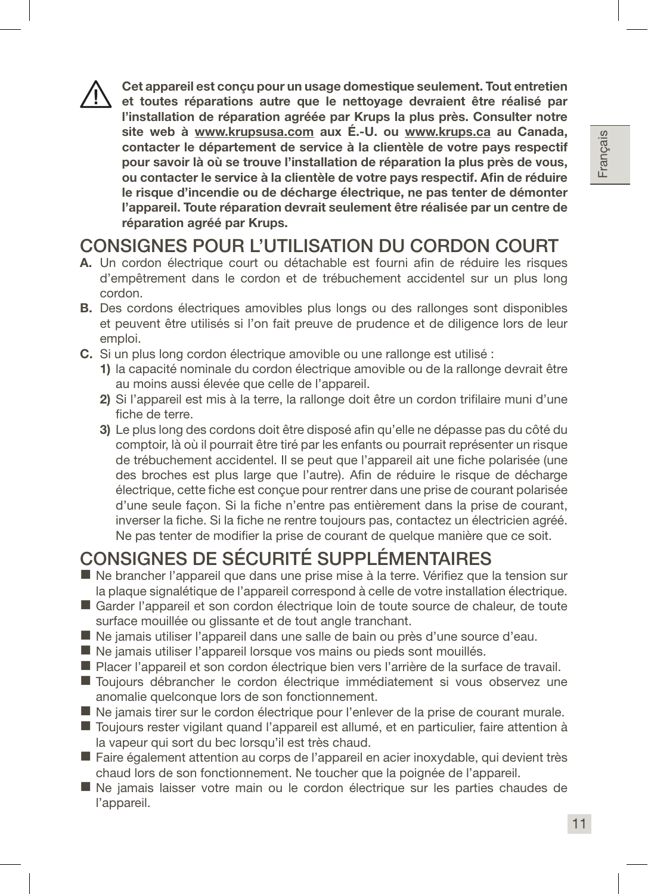⚠ **Cet appareil est conçu pour un usage domestique seulement. Tout entretien et toutes réparations autre que le nettoyage devraient être réalisé par l'installation de réparation agréée par Krups la plus près. Consulter notre site web à www.krupsusa.com aux É.-U. ou www.krups.ca au Canada, contacter le département de service à la clientèle de votre pays respectif pour savoir là où se trouve l'installation de réparation la plus près de vous, ou contacter le service à la clientèle de votre pays respectif. Afin de réduire le risque d'incendie ou de décharge électrique, ne pas tenter de démonter l'appareil. Toute réparation devrait seulement être réalisée par un centre de réparation agréé par Krups.**

## CONSIGNES POUR L'UTILISATION DU CORDON COURT

**A.** Un cordon électrique court ou détachable est fourni afin de réduire les risques d'empêtrement dans le cordon et de trébuchement accidentel sur un plus long cordon.

**B.** Des cordons électriques amovibles plus longs ou des rallonges sont disponibles et peuvent être utilisés si l'on fait preuve de prudence et de diligence lors de leur emploi.

**C.** Si un plus long cordon électrique amovible ou une rallonge est utilisé :

  **1)** la capacité nominale du cordon électrique amovible ou de la rallonge devrait être au moins aussi élevée que celle de l'appareil.

  **2)** Si l'appareil est mis à la terre, la rallonge doit être un cordon trifilaire muni d'une fiche de terre.

  **3)** Le plus long des cordons doit être disposé afin qu'elle ne dépasse pas du côté du comptoir, là où il pourrait être tiré par les enfants ou pourrait représenter un risque de trébuchement accidentel. Il se peut que l'appareil ait une fiche polarisée (une des broches est plus large que l'autre). Afin de réduire le risque de décharge électrique, cette fiche est conçue pour rentrer dans une prise de courant polarisée d'une seule façon. Si la fiche n'entre pas entièrement dans la prise de courant, inverser la fiche. Si la fiche ne rentre toujours pas, contactez un électricien agréé. Ne pas tenter de modifier la prise de courant de quelque manière que ce soit.

## CONSIGNES DE SÉCURITÉ SUPPLÉMENTAIRES

- Ne brancher l'appareil que dans une prise mise à la terre. Vérifiez que la tension sur la plaque signalétique de l'appareil correspond à celle de votre installation électrique.
- Garder l'appareil et son cordon électrique loin de toute source de chaleur, de toute surface mouillée ou glissante et de tout angle tranchant.
- Ne jamais utiliser l'appareil dans une salle de bain ou près d'une source d'eau.
- Ne jamais utiliser l'appareil lorsque vos mains ou pieds sont mouillés.
- Placer l'appareil et son cordon électrique bien vers l'arrière de la surface de travail.
- Toujours débrancher le cordon électrique immédiatement si vous observez une anomalie quelconque lors de son fonctionnement.
- Ne jamais tirer sur le cordon électrique pour l'enlever de la prise de courant murale.
- Toujours rester vigilant quand l'appareil est allumé, et en particulier, faire attention à la vapeur qui sort du bec lorsqu'il est très chaud.
- Faire également attention au corps de l'appareil en acier inoxydable, qui devient très chaud lors de son fonctionnement. Ne toucher que la poignée de l'appareil.
- Ne jamais laisser votre main ou le cordon électrique sur les parties chaudes de l'appareil.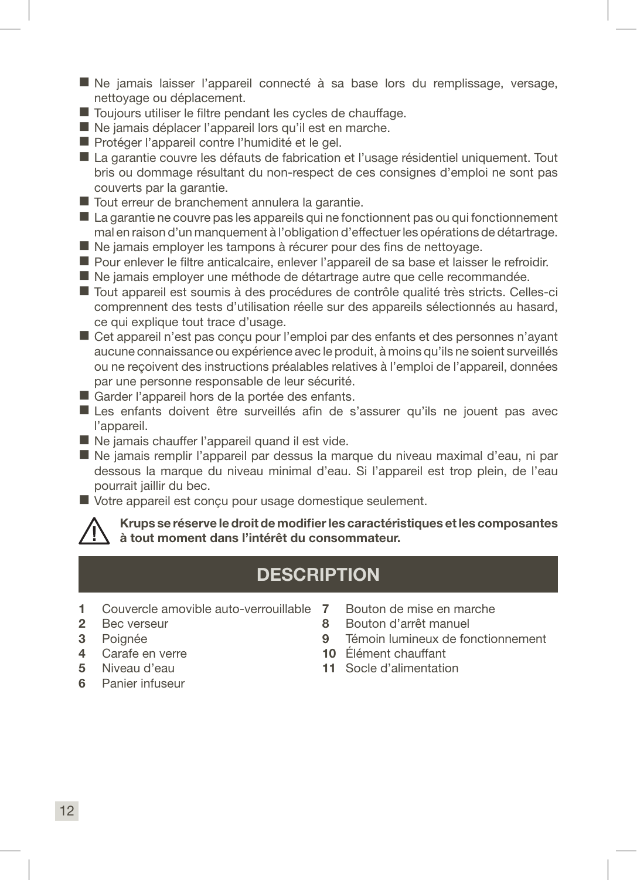- Ne jamais laisser l'appareil connecté à sa base lors du remplissage, versage, nettoyage ou déplacement.
- Toujours utiliser le filtre pendant les cycles de chauffage.
- Ne jamais déplacer l'appareil lors qu'il est en marche.
- Protéger l'appareil contre l'humidité et le gel.
- La garantie couvre les défauts de fabrication et l'usage résidentiel uniquement. Tout bris ou dommage résultant du non-respect de ces consignes d'emploi ne sont pas couverts par la garantie.
- Tout erreur de branchement annulera la garantie.
- La garantie ne couvre pas les appareils qui ne fonctionnent pas ou qui fonctionnement mal en raison d'un manquement à l'obligation d'effectuer les opérations de détartrage.
- Ne jamais employer les tampons à récurer pour des fins de nettoyage.
- Pour enlever le filtre anticalcaire, enlever l'appareil de sa base et laisser le refroidir.
- Ne jamais employer une méthode de détartrage autre que celle recommandée.
- Tout appareil est soumis à des procédures de contrôle qualité très stricts. Celles-ci comprennent des tests d'utilisation réelle sur des appareils sélectionnés au hasard, ce qui explique tout trace d'usage.
- Cet appareil n'est pas conçu pour l'emploi par des enfants et des personnes n'ayant aucune connaissance ou expérience avec le produit, à moins qu'ils ne soient surveillés ou ne reçoivent des instructions préalables relatives à l'emploi de l'appareil, données par une personne responsable de leur sécurité.
- Garder l'appareil hors de la portée des enfants.
- Les enfants doivent être surveillés afin de s'assurer qu'ils ne jouent pas avec l'appareil.
- Ne jamais chauffer l'appareil quand il est vide.
- Ne jamais remplir l'appareil par dessus la marque du niveau maximal d'eau, ni par dessous la marque du niveau minimal d'eau. Si l'appareil est trop plein, de l'eau pourrait jaillir du bec.
- Votre appareil est conçu pour usage domestique seulement.

⚠ **Krups se réserve le droit de modifier les caractéristiques et les composantes à tout moment dans l'intérêt du consommateur.**

## DESCRIPTION

1. Couvercle amovible auto-verrouillable
2. Bec verseur
3. Poignée
4. Carafe en verre
5. Niveau d'eau
6. Panier infuseur
7. Bouton de mise en marche
8. Bouton d'arrêt manuel
9. Témoin lumineux de fonctionnement
10. Élément chauffant
11. Socle d'alimentation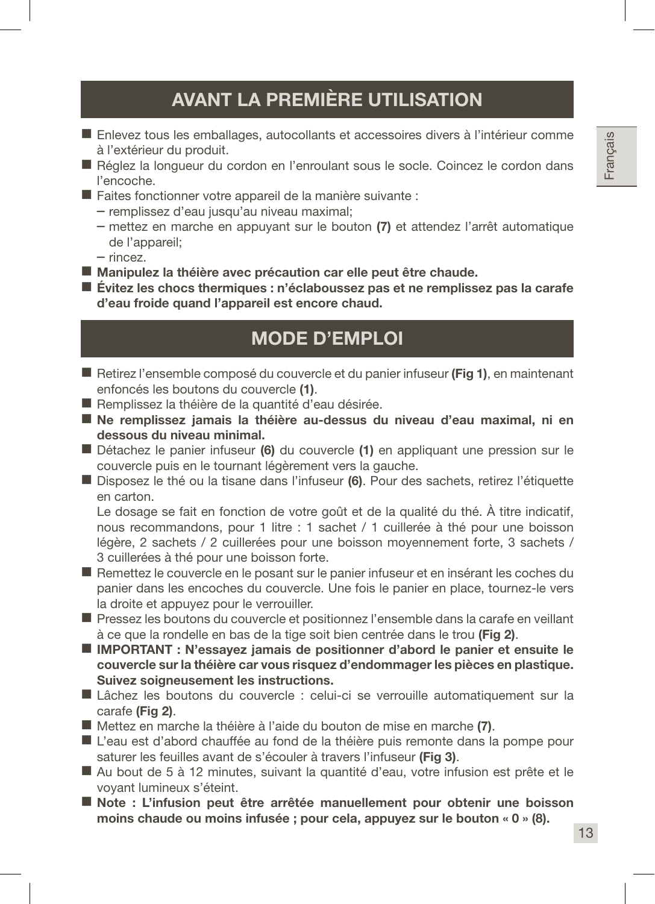## AVANT LA PREMIÈRE UTILISATION

- Enlevez tous les emballages, autocollants et accessoires divers à l'intérieur comme à l'extérieur du produit.
- Réglez la longueur du cordon en l'enroulant sous le socle. Coincez le cordon dans l'encoche.
- Faites fonctionner votre appareil de la manière suivante :
  - remplissez d'eau jusqu'au niveau maximal;
  - mettez en marche en appuyant sur le bouton **(7)** et attendez l'arrêt automatique de l'appareil;
  - rincez.
- **Manipulez la théière avec précaution car elle peut être chaude.**
- **Évitez les chocs thermiques : n'éclaboussez pas et ne remplissez pas la carafe d'eau froide quand l'appareil est encore chaud.**

## MODE D'EMPLOI

- Retirez l'ensemble composé du couvercle et du panier infuseur **(Fig 1)**, en maintenant enfoncés les boutons du couvercle **(1)**.
- Remplissez la théière de la quantité d'eau désirée.
- **Ne remplissez jamais la théière au-dessus du niveau d'eau maximal, ni en dessous du niveau minimal.**
- Détachez le panier infuseur **(6)** du couvercle **(1)** en appliquant une pression sur le couvercle puis en le tournant légèrement vers la gauche.
- Disposez le thé ou la tisane dans l'infuseur **(6)**. Pour des sachets, retirez l'étiquette en carton.

  Le dosage se fait en fonction de votre goût et de la qualité du thé. À titre indicatif, nous recommandons, pour 1 litre : 1 sachet / 1 cuillerée à thé pour une boisson légère, 2 sachets / 2 cuillerées pour une boisson moyennement forte, 3 sachets / 3 cuillerées à thé pour une boisson forte.
- Remettez le couvercle en le posant sur le panier infuseur et en insérant les coches du panier dans les encoches du couvercle. Une fois le panier en place, tournez-le vers la droite et appuyez pour le verrouiller.
- Pressez les boutons du couvercle et positionnez l'ensemble dans la carafe en veillant à ce que la rondelle en bas de la tige soit bien centrée dans le trou **(Fig 2)**.
- **IMPORTANT : N'essayez jamais de positionner d'abord le panier et ensuite le couvercle sur la théière car vous risquez d'endommager les pièces en plastique. Suivez soigneusement les instructions.**
- Lâchez les boutons du couvercle : celui-ci se verrouille automatiquement sur la carafe **(Fig 2)**.
- Mettez en marche la théière à l'aide du bouton de mise en marche **(7)**.
- L'eau est d'abord chauffée au fond de la théière puis remonte dans la pompe pour saturer les feuilles avant de s'écouler à travers l'infuseur **(Fig 3)**.
- Au bout de 5 à 12 minutes, suivant la quantité d'eau, votre infusion est prête et le voyant lumineux s'éteint.
- **Note : L'infusion peut être arrêtée manuellement pour obtenir une boisson moins chaude ou moins infusée ; pour cela, appuyez sur le bouton « 0 » (8).**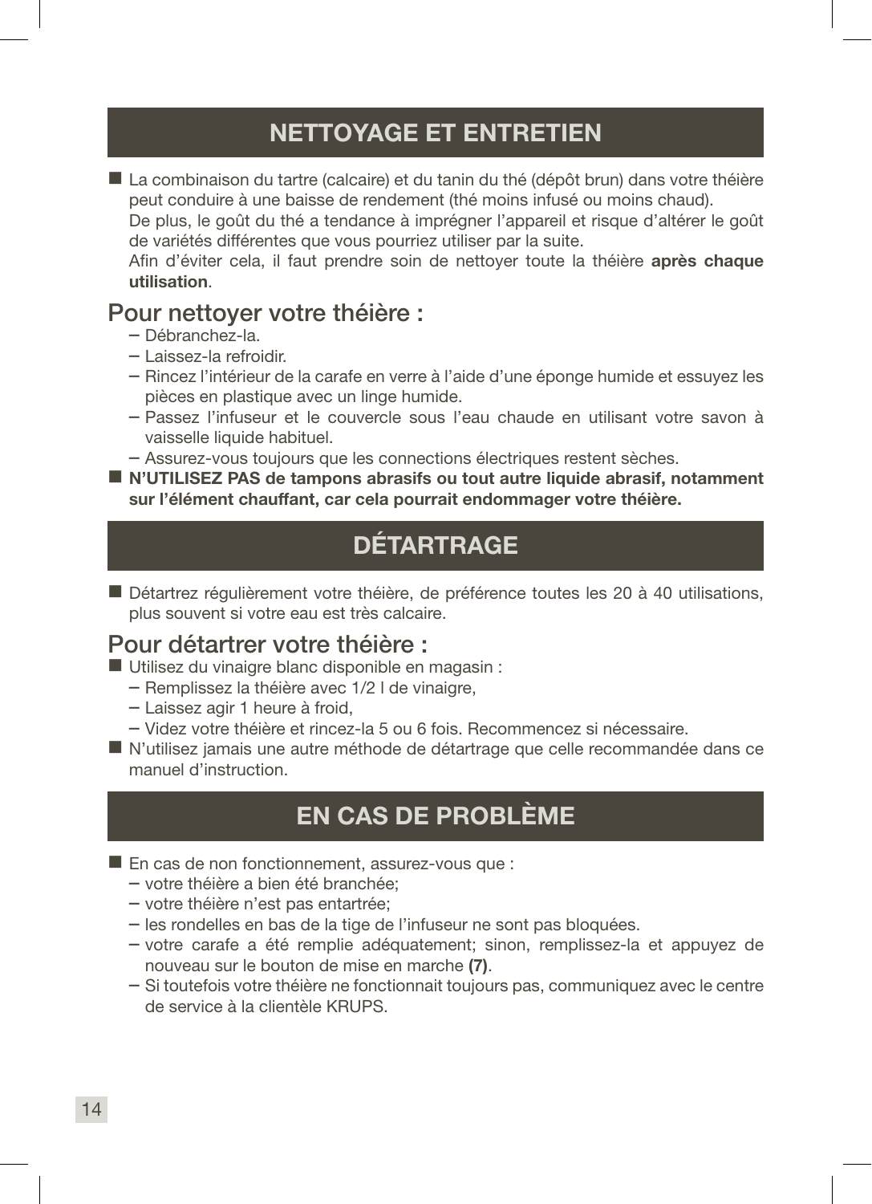# NETTOYAGE ET ENTRETIEN

- La combinaison du tartre (calcaire) et du tanin du thé (dépôt brun) dans votre théière peut conduire à une baisse de rendement (thé moins infusé ou moins chaud).
  De plus, le goût du thé a tendance à imprégner l'appareil et risque d'altérer le goût de variétés différentes que vous pourriez utiliser par la suite.
  Afin d'éviter cela, il faut prendre soin de nettoyer toute la théière **après chaque utilisation**.

## Pour nettoyer votre théière :

- Débranchez-la.
- Laissez-la refroidir.
- Rincez l'intérieur de la carafe en verre à l'aide d'une éponge humide et essuyez les pièces en plastique avec un linge humide.
- Passez l'infuseur et le couvercle sous l'eau chaude en utilisant votre savon à vaisselle liquide habituel.
- Assurez-vous toujours que les connections électriques restent sèches.

- **N'UTILISEZ PAS de tampons abrasifs ou tout autre liquide abrasif, notamment sur l'élément chauffant, car cela pourrait endommager votre théière.**

# DÉTARTRAGE

- Détartrez régulièrement votre théière, de préférence toutes les 20 à 40 utilisations, plus souvent si votre eau est très calcaire.

## Pour détartrer votre théière :

- Utilisez du vinaigre blanc disponible en magasin :
  - Remplissez la théière avec 1/2 l de vinaigre,
  - Laissez agir 1 heure à froid,
  - Videz votre théière et rincez-la 5 ou 6 fois. Recommencez si nécessaire.
- N'utilisez jamais une autre méthode de détartrage que celle recommandée dans ce manuel d'instruction.

# EN CAS DE PROBLÈME

- En cas de non fonctionnement, assurez-vous que :
  - votre théière a bien été branchée;
  - votre théière n'est pas entartrée;
  - les rondelles en bas de la tige de l'infuseur ne sont pas bloquées.
  - votre carafe a été remplie adéquatement; sinon, remplissez-la et appuyez de nouveau sur le bouton de mise en marche **(7)**.
  - Si toutefois votre théière ne fonctionnait toujours pas, communiquez avec le centre de service à la clientèle KRUPS.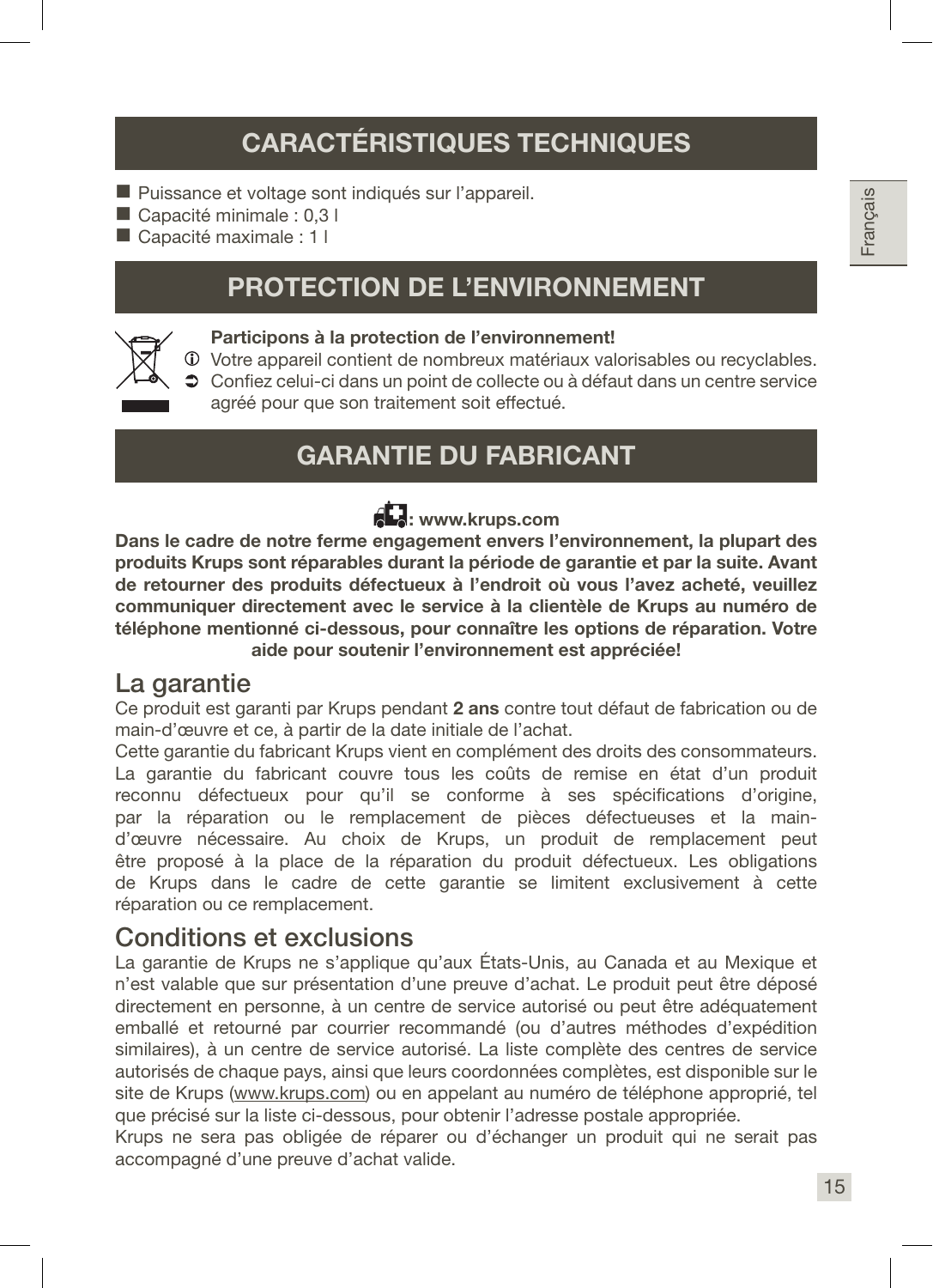# CARACTÉRISTIQUES TECHNIQUES

- Puissance et voltage sont indiqués sur l'appareil.
- Capacité minimale : 0,3 l
- Capacité maximale : 1 l

# PROTECTION DE L'ENVIRONNEMENT

**Participons à la protection de l'environnement!**

ⓘ Votre appareil contient de nombreux matériaux valorisables ou recyclables.

➲ Confiez celui-ci dans un point de collecte ou à défaut dans un centre service agréé pour que son traitement soit effectué.

# GARANTIE DU FABRICANT

**: www.krups.com**

**Dans le cadre de notre ferme engagement envers l'environnement, la plupart des produits Krups sont réparables durant la période de garantie et par la suite. Avant de retourner des produits défectueux à l'endroit où vous l'avez acheté, veuillez communiquer directement avec le service à la clientèle de Krups au numéro de téléphone mentionné ci-dessous, pour connaître les options de réparation. Votre aide pour soutenir l'environnement est appréciée!**

## La garantie

Ce produit est garanti par Krups pendant **2 ans** contre tout défaut de fabrication ou de main-d'œuvre et ce, à partir de la date initiale de l'achat.

Cette garantie du fabricant Krups vient en complément des droits des consommateurs.

La garantie du fabricant couvre tous les coûts de remise en état d'un produit reconnu défectueux pour qu'il se conforme à ses spécifications d'origine, par la réparation ou le remplacement de pièces défectueuses et la main-d'œuvre nécessaire. Au choix de Krups, un produit de remplacement peut être proposé à la place de la réparation du produit défectueux. Les obligations de Krups dans le cadre de cette garantie se limitent exclusivement à cette réparation ou ce remplacement.

## Conditions et exclusions

La garantie de Krups ne s'applique qu'aux États-Unis, au Canada et au Mexique et n'est valable que sur présentation d'une preuve d'achat. Le produit peut être déposé directement en personne, à un centre de service autorisé ou peut être adéquatement emballé et retourné par courrier recommandé (ou d'autres méthodes d'expédition similaires), à un centre de service autorisé. La liste complète des centres de service autorisés de chaque pays, ainsi que leurs coordonnées complètes, est disponible sur le site de Krups (www.krups.com) ou en appelant au numéro de téléphone approprié, tel que précisé sur la liste ci-dessous, pour obtenir l'adresse postale appropriée.

Krups ne sera pas obligée de réparer ou d'échanger un produit qui ne serait pas accompagné d'une preuve d'achat valide.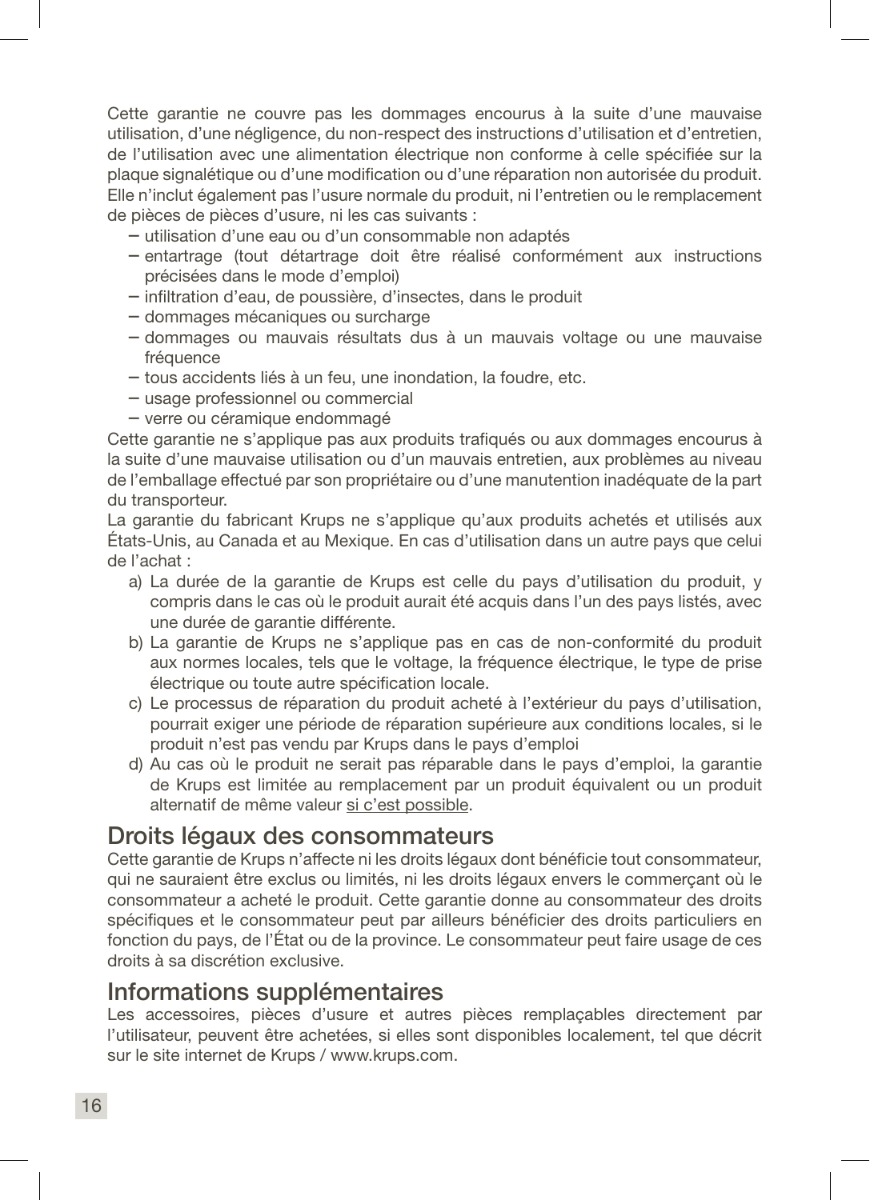Cette garantie ne couvre pas les dommages encourus à la suite d'une mauvaise utilisation, d'une négligence, du non-respect des instructions d'utilisation et d'entretien, de l'utilisation avec une alimentation électrique non conforme à celle spécifiée sur la plaque signalétique ou d'une modification ou d'une réparation non autorisée du produit. Elle n'inclut également pas l'usure normale du produit, ni l'entretien ou le remplacement de pièces de pièces d'usure, ni les cas suivants :

- utilisation d'une eau ou d'un consommable non adaptés
- entartrage (tout détartrage doit être réalisé conformément aux instructions précisées dans le mode d'emploi)
- infiltration d'eau, de poussière, d'insectes, dans le produit
- dommages mécaniques ou surcharge
- dommages ou mauvais résultats dus à un mauvais voltage ou une mauvaise fréquence
- tous accidents liés à un feu, une inondation, la foudre, etc.
- usage professionnel ou commercial
- verre ou céramique endommagé

Cette garantie ne s'applique pas aux produits trafiqués ou aux dommages encourus à la suite d'une mauvaise utilisation ou d'un mauvais entretien, aux problèmes au niveau de l'emballage effectué par son propriétaire ou d'une manutention inadéquate de la part du transporteur.

La garantie du fabricant Krups ne s'applique qu'aux produits achetés et utilisés aux États-Unis, au Canada et au Mexique. En cas d'utilisation dans un autre pays que celui de l'achat :

a) La durée de la garantie de Krups est celle du pays d'utilisation du produit, y compris dans le cas où le produit aurait été acquis dans l'un des pays listés, avec une durée de garantie différente.
b) La garantie de Krups ne s'applique pas en cas de non-conformité du produit aux normes locales, tels que le voltage, la fréquence électrique, le type de prise électrique ou toute autre spécification locale.
c) Le processus de réparation du produit acheté à l'extérieur du pays d'utilisation, pourrait exiger une période de réparation supérieure aux conditions locales, si le produit n'est pas vendu par Krups dans le pays d'emploi
d) Au cas où le produit ne serait pas réparable dans le pays d'emploi, la garantie de Krups est limitée au remplacement par un produit équivalent ou un produit alternatif de même valeur si c'est possible.

## Droits légaux des consommateurs

Cette garantie de Krups n'affecte ni les droits légaux dont bénéficie tout consommateur, qui ne sauraient être exclus ou limités, ni les droits légaux envers le commerçant où le consommateur a acheté le produit. Cette garantie donne au consommateur des droits spécifiques et le consommateur peut par ailleurs bénéficier des droits particuliers en fonction du pays, de l'État ou de la province. Le consommateur peut faire usage de ces droits à sa discrétion exclusive.

## Informations supplémentaires

Les accessoires, pièces d'usure et autres pièces remplaçables directement par l'utilisateur, peuvent être achetées, si elles sont disponibles localement, tel que décrit sur le site internet de Krups / www.krups.com.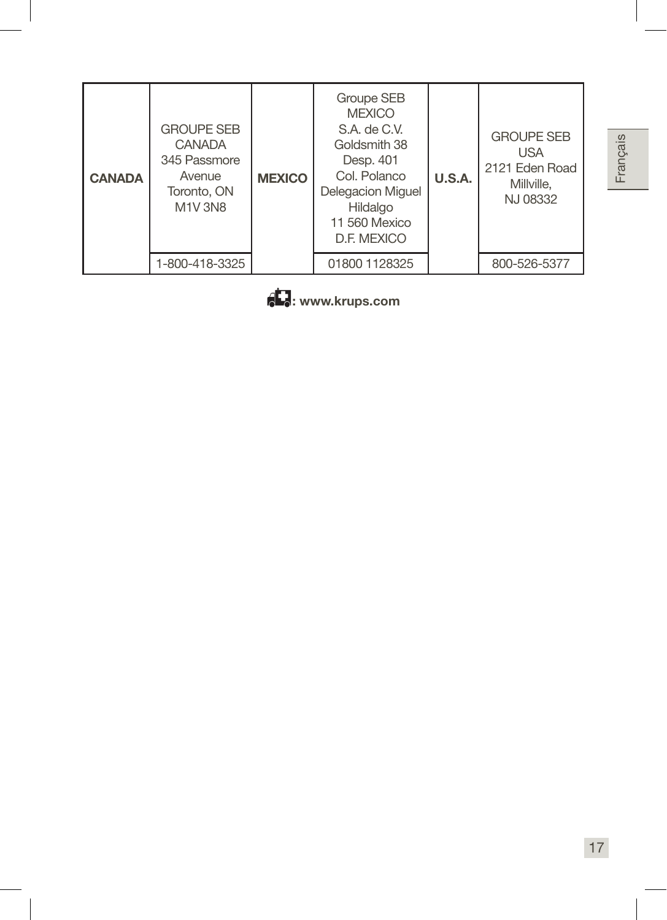| CANADA | GROUPE SEB CANADA 345 Passmore Avenue Toronto, ON M1V 3N8 | MEXICO | Groupe SEB MEXICO S.A. de C.V. Goldsmith 38 Desp. 401 Col. Polanco Delegacion Miguel Hildalgo 11 560 Mexico D.F. MEXICO | U.S.A. | GROUPE SEB USA 2121 Eden Road Millville, NJ 08332 |
|---|---|---|---|---|---|
| | 1-800-418-3325 | | 01800 1128325 | | 800-526-5377 |

**: www.krups.com**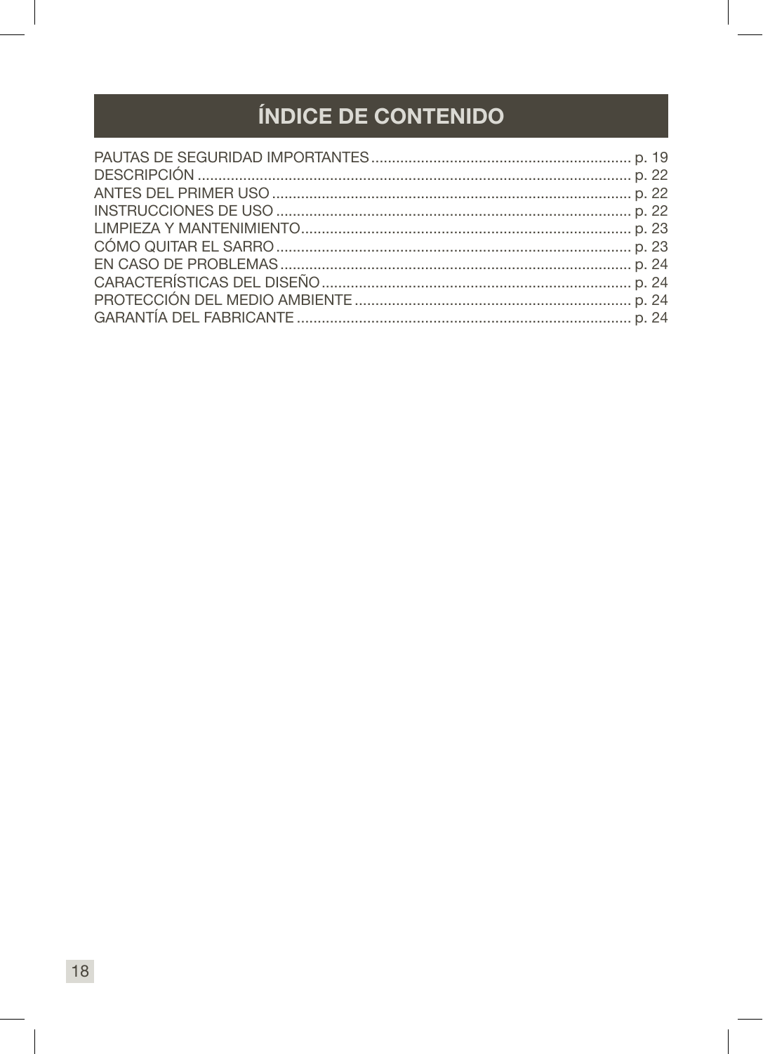# ÍNDICE DE CONTENIDO

PAUTAS DE SEGURIDAD IMPORTANTES ........................................................ p. 19
DESCRIPCIÓN ........................................................................................ p. 22
ANTES DEL PRIMER USO ........................................................................ p. 22
INSTRUCCIONES DE USO ........................................................................ p. 22
LIMPIEZA Y MANTENIMIENTO................................................................. p. 23
CÓMO QUITAR EL SARRO ....................................................................... p. 23
EN CASO DE PROBLEMAS ...................................................................... p. 24
CARACTERÍSTICAS DEL DISEÑO ............................................................ p. 24
PROTECCIÓN DEL MEDIO AMBIENTE ..................................................... p. 24
GARANTÍA DEL FABRICANTE .................................................................. p. 24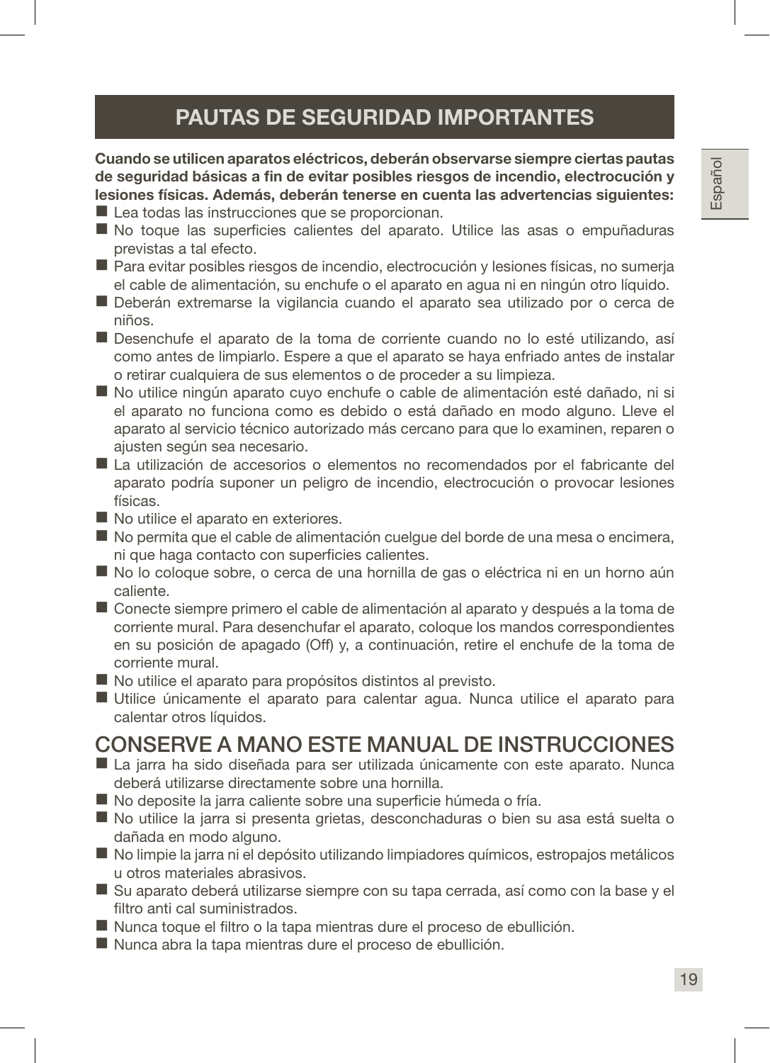# PAUTAS DE SEGURIDAD IMPORTANTES

**Cuando se utilicen aparatos eléctricos, deberán observarse siempre ciertas pautas de seguridad básicas a fin de evitar posibles riesgos de incendio, electrocución y lesiones físicas. Además, deberán tenerse en cuenta las advertencias siguientes:**

- Lea todas las instrucciones que se proporcionan.
- No toque las superficies calientes del aparato. Utilice las asas o empuñaduras previstas a tal efecto.
- Para evitar posibles riesgos de incendio, electrocución y lesiones físicas, no sumerja el cable de alimentación, su enchufe o el aparato en agua ni en ningún otro líquido.
- Deberán extremarse la vigilancia cuando el aparato sea utilizado por o cerca de niños.
- Desenchufe el aparato de la toma de corriente cuando no lo esté utilizando, así como antes de limpiarlo. Espere a que el aparato se haya enfriado antes de instalar o retirar cualquiera de sus elementos o de proceder a su limpieza.
- No utilice ningún aparato cuyo enchufe o cable de alimentación esté dañado, ni si el aparato no funciona como es debido o está dañado en modo alguno. Lleve el aparato al servicio técnico autorizado más cercano para que lo examinen, reparen o ajusten según sea necesario.
- La utilización de accesorios o elementos no recomendados por el fabricante del aparato podría suponer un peligro de incendio, electrocución o provocar lesiones físicas.
- No utilice el aparato en exteriores.
- No permita que el cable de alimentación cuelgue del borde de una mesa o encimera, ni que haga contacto con superficies calientes.
- No lo coloque sobre, o cerca de una hornilla de gas o eléctrica ni en un horno aún caliente.
- Conecte siempre primero el cable de alimentación al aparato y después a la toma de corriente mural. Para desenchufar el aparato, coloque los mandos correspondientes en su posición de apagado (Off) y, a continuación, retire el enchufe de la toma de corriente mural.
- No utilice el aparato para propósitos distintos al previsto.
- Utilice únicamente el aparato para calentar agua. Nunca utilice el aparato para calentar otros líquidos.

## CONSERVE A MANO ESTE MANUAL DE INSTRUCCIONES

- La jarra ha sido diseñada para ser utilizada únicamente con este aparato. Nunca deberá utilizarse directamente sobre una hornilla.
- No deposite la jarra caliente sobre una superficie húmeda o fría.
- No utilice la jarra si presenta grietas, desconchaduras o bien su asa está suelta o dañada en modo alguno.
- No limpie la jarra ni el depósito utilizando limpiadores químicos, estropajos metálicos u otros materiales abrasivos.
- Su aparato deberá utilizarse siempre con su tapa cerrada, así como con la base y el filtro anti cal suministrados.
- Nunca toque el filtro o la tapa mientras dure el proceso de ebullición.
- Nunca abra la tapa mientras dure el proceso de ebullición.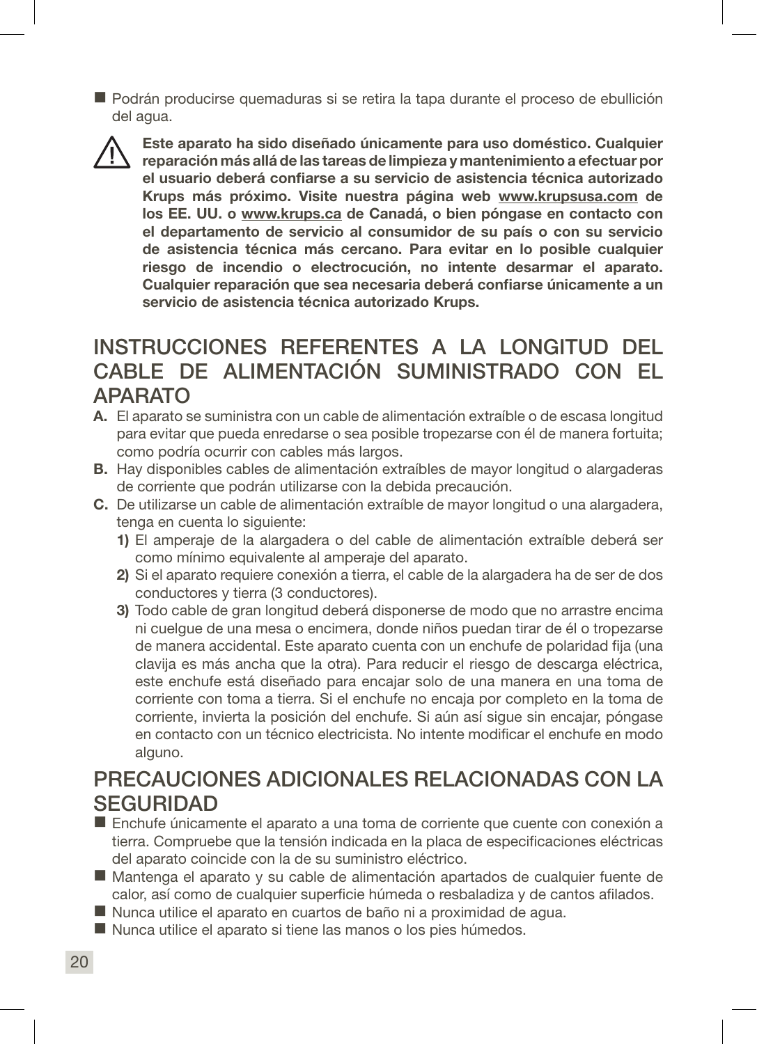- Podrán producirse quemaduras si se retira la tapa durante el proceso de ebullición del agua.

⚠ **Este aparato ha sido diseñado únicamente para uso doméstico. Cualquier reparación más allá de las tareas de limpieza y mantenimiento a efectuar por el usuario deberá confiarse a su servicio de asistencia técnica autorizado Krups más próximo. Visite nuestra página web www.krupsusa.com de los EE. UU. o www.krups.ca de Canadá, o bien póngase en contacto con el departamento de servicio al consumidor de su país o con su servicio de asistencia técnica más cercano. Para evitar en lo posible cualquier riesgo de incendio o electrocución, no intente desarmar el aparato. Cualquier reparación que sea necesaria deberá confiarse únicamente a un servicio de asistencia técnica autorizado Krups.**

## INSTRUCCIONES REFERENTES A LA LONGITUD DEL CABLE DE ALIMENTACIÓN SUMINISTRADO CON EL APARATO

**A.** El aparato se suministra con un cable de alimentación extraíble o de escasa longitud para evitar que pueda enredarse o sea posible tropezarse con él de manera fortuita; como podría ocurrir con cables más largos.

**B.** Hay disponibles cables de alimentación extraíbles de mayor longitud o alargaderas de corriente que podrán utilizarse con la debida precaución.

**C.** De utilizarse un cable de alimentación extraíble de mayor longitud o una alargadera, tenga en cuenta lo siguiente:

   **1)** El amperaje de la alargadera o del cable de alimentación extraíble deberá ser como mínimo equivalente al amperaje del aparato.

   **2)** Si el aparato requiere conexión a tierra, el cable de la alargadera ha de ser de dos conductores y tierra (3 conductores).

   **3)** Todo cable de gran longitud deberá disponerse de modo que no arrastre encima ni cuelgue de una mesa o encimera, donde niños puedan tirar de él o tropezarse de manera accidental. Este aparato cuenta con un enchufe de polaridad fija (una clavija es más ancha que la otra). Para reducir el riesgo de descarga eléctrica, este enchufe está diseñado para encajar solo de una manera en una toma de corriente con toma a tierra. Si el enchufe no encaja por completo en la toma de corriente, invierta la posición del enchufe. Si aún así sigue sin encajar, póngase en contacto con un técnico electricista. No intente modificar el enchufe en modo alguno.

## PRECAUCIONES ADICIONALES RELACIONADAS CON LA SEGURIDAD

- Enchufe únicamente el aparato a una toma de corriente que cuente con conexión a tierra. Compruebe que la tensión indicada en la placa de especificaciones eléctricas del aparato coincide con la de su suministro eléctrico.
- Mantenga el aparato y su cable de alimentación apartados de cualquier fuente de calor, así como de cualquier superficie húmeda o resbaladiza y de cantos afilados.
- Nunca utilice el aparato en cuartos de baño ni a proximidad de agua.
- Nunca utilice el aparato si tiene las manos o los pies húmedos.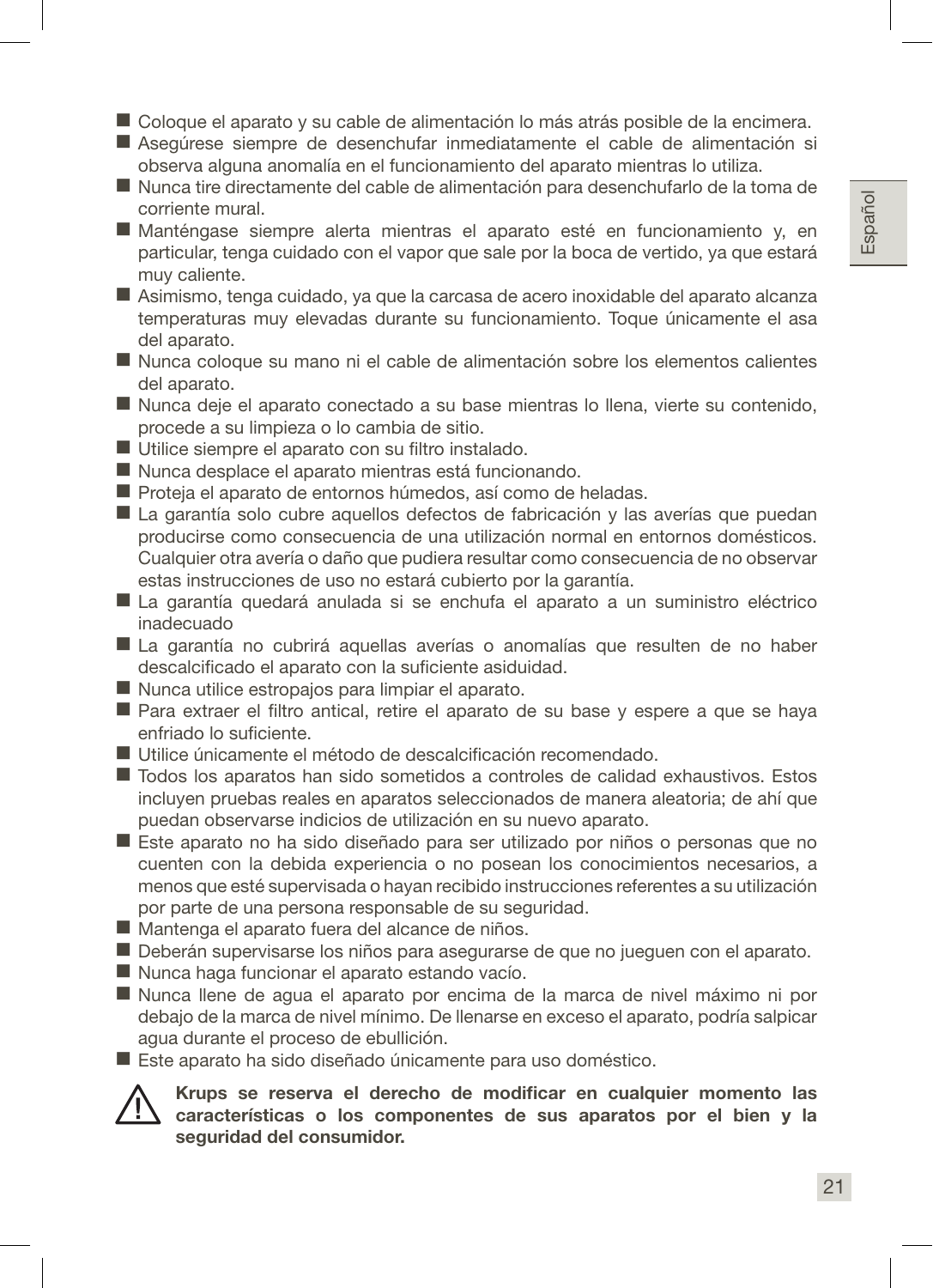- Coloque el aparato y su cable de alimentación lo más atrás posible de la encimera.
- Asegúrese siempre de desenchufar inmediatamente el cable de alimentación si observa alguna anomalía en el funcionamiento del aparato mientras lo utiliza.
- Nunca tire directamente del cable de alimentación para desenchufarlo de la toma de corriente mural.
- Manténgase siempre alerta mientras el aparato esté en funcionamiento y, en particular, tenga cuidado con el vapor que sale por la boca de vertido, ya que estará muy caliente.
- Asimismo, tenga cuidado, ya que la carcasa de acero inoxidable del aparato alcanza temperaturas muy elevadas durante su funcionamiento. Toque únicamente el asa del aparato.
- Nunca coloque su mano ni el cable de alimentación sobre los elementos calientes del aparato.
- Nunca deje el aparato conectado a su base mientras lo llena, vierte su contenido, procede a su limpieza o lo cambia de sitio.
- Utilice siempre el aparato con su filtro instalado.
- Nunca desplace el aparato mientras está funcionando.
- Proteja el aparato de entornos húmedos, así como de heladas.
- La garantía solo cubre aquellos defectos de fabricación y las averías que puedan producirse como consecuencia de una utilización normal en entornos domésticos. Cualquier otra avería o daño que pudiera resultar como consecuencia de no observar estas instrucciones de uso no estará cubierto por la garantía.
- La garantía quedará anulada si se enchufa el aparato a un suministro eléctrico inadecuado
- La garantía no cubrirá aquellas averías o anomalías que resulten de no haber descalcificado el aparato con la suficiente asiduidad.
- Nunca utilice estropajos para limpiar el aparato.
- Para extraer el filtro antical, retire el aparato de su base y espere a que se haya enfriado lo suficiente.
- Utilice únicamente el método de descalcificación recomendado.
- Todos los aparatos han sido sometidos a controles de calidad exhaustivos. Estos incluyen pruebas reales en aparatos seleccionados de manera aleatoria; de ahí que puedan observarse indicios de utilización en su nuevo aparato.
- Este aparato no ha sido diseñado para ser utilizado por niños o personas que no cuenten con la debida experiencia o no posean los conocimientos necesarios, a menos que esté supervisada o hayan recibido instrucciones referentes a su utilización por parte de una persona responsable de su seguridad.
- Mantenga el aparato fuera del alcance de niños.
- Deberán supervisarse los niños para asegurarse de que no jueguen con el aparato.
- Nunca haga funcionar el aparato estando vacío.
- Nunca llene de agua el aparato por encima de la marca de nivel máximo ni por debajo de la marca de nivel mínimo. De llenarse en exceso el aparato, podría salpicar agua durante el proceso de ebullición.
- Este aparato ha sido diseñado únicamente para uso doméstico.

⚠ **Krups se reserva el derecho de modificar en cualquier momento las características o los componentes de sus aparatos por el bien y la seguridad del consumidor.**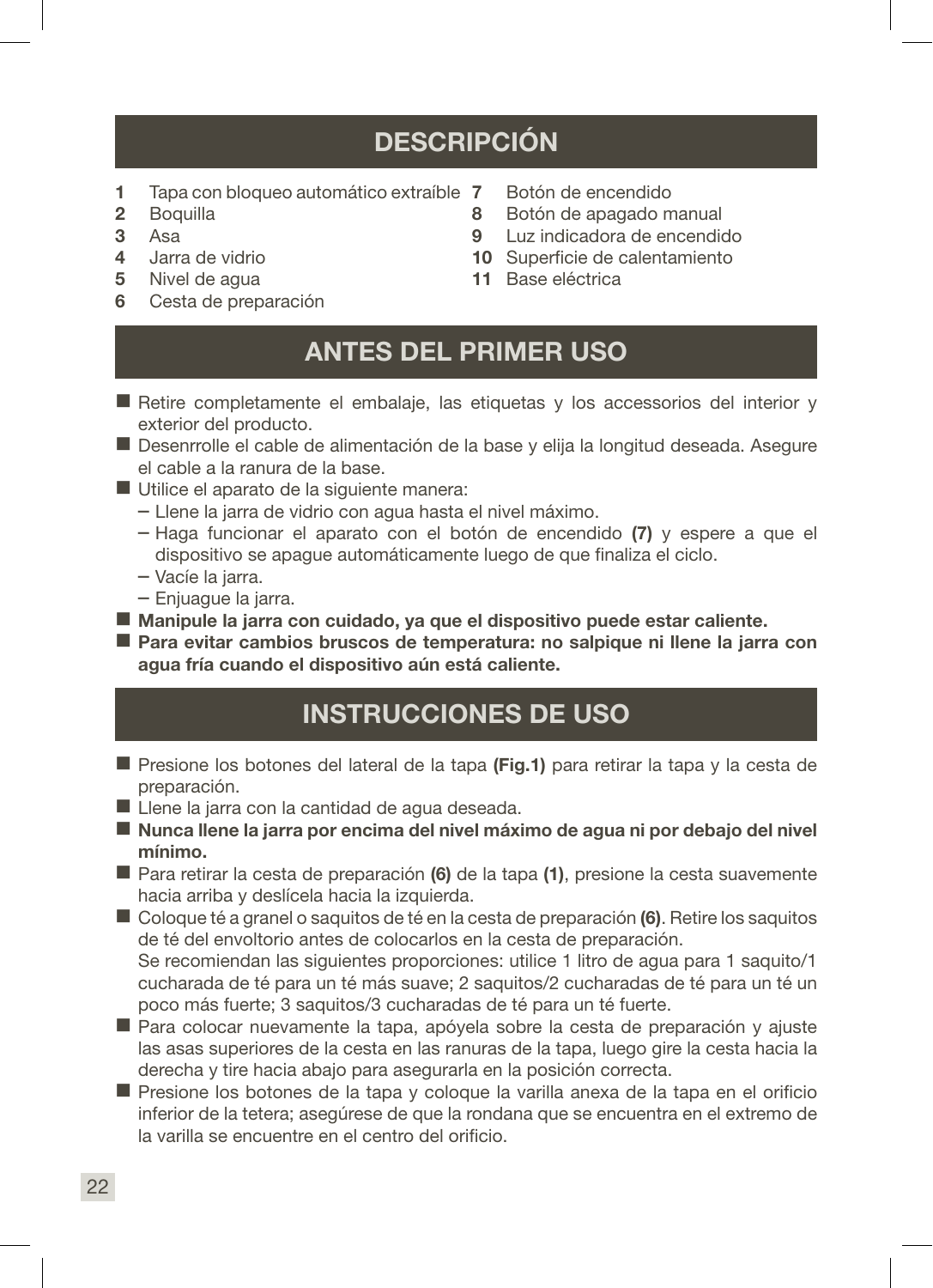## DESCRIPCIÓN

1. Tapa con bloqueo automático extraíble
2. Boquilla
3. Asa
4. Jarra de vidrio
5. Nivel de agua
6. Cesta de preparación
7. Botón de encendido
8. Botón de apagado manual
9. Luz indicadora de encendido
10. Superficie de calentamiento
11. Base eléctrica

## ANTES DEL PRIMER USO

- Retire completamente el embalaje, las etiquetas y los accessorios del interior y exterior del producto.
- Desenrrolle el cable de alimentación de la base y elija la longitud deseada. Asegure el cable a la ranura de la base.
- Utilice el aparato de la siguiente manera:
  - Llene la jarra de vidrio con agua hasta el nivel máximo.
  - Haga funcionar el aparato con el botón de encendido **(7)** y espere a que el dispositivo se apague automáticamente luego de que finaliza el ciclo.
  - Vacíe la jarra.
  - Enjuague la jarra.
- **Manipule la jarra con cuidado, ya que el dispositivo puede estar caliente.**
- **Para evitar cambios bruscos de temperatura: no salpique ni llene la jarra con agua fría cuando el dispositivo aún está caliente.**

## INSTRUCCIONES DE USO

- Presione los botones del lateral de la tapa **(Fig.1)** para retirar la tapa y la cesta de preparación.
- Llene la jarra con la cantidad de agua deseada.
- **Nunca llene la jarra por encima del nivel máximo de agua ni por debajo del nivel mínimo.**
- Para retirar la cesta de preparación **(6)** de la tapa **(1)**, presione la cesta suavemente hacia arriba y deslícela hacia la izquierda.
- Coloque té a granel o saquitos de té en la cesta de preparación **(6)**. Retire los saquitos de té del envoltorio antes de colocarlos en la cesta de preparación.
  Se recomiendan las siguientes proporciones: utilice 1 litro de agua para 1 saquito/1 cucharada de té para un té más suave; 2 saquitos/2 cucharadas de té para un té un poco más fuerte; 3 saquitos/3 cucharadas de té para un té fuerte.
- Para colocar nuevamente la tapa, apóyela sobre la cesta de preparación y ajuste las asas superiores de la cesta en las ranuras de la tapa, luego gire la cesta hacia la derecha y tire hacia abajo para asegurarla en la posición correcta.
- Presione los botones de la tapa y coloque la varilla anexa de la tapa en el orificio inferior de la tetera; asegúrese de que la rondana que se encuentra en el extremo de la varilla se encuentre en el centro del orificio.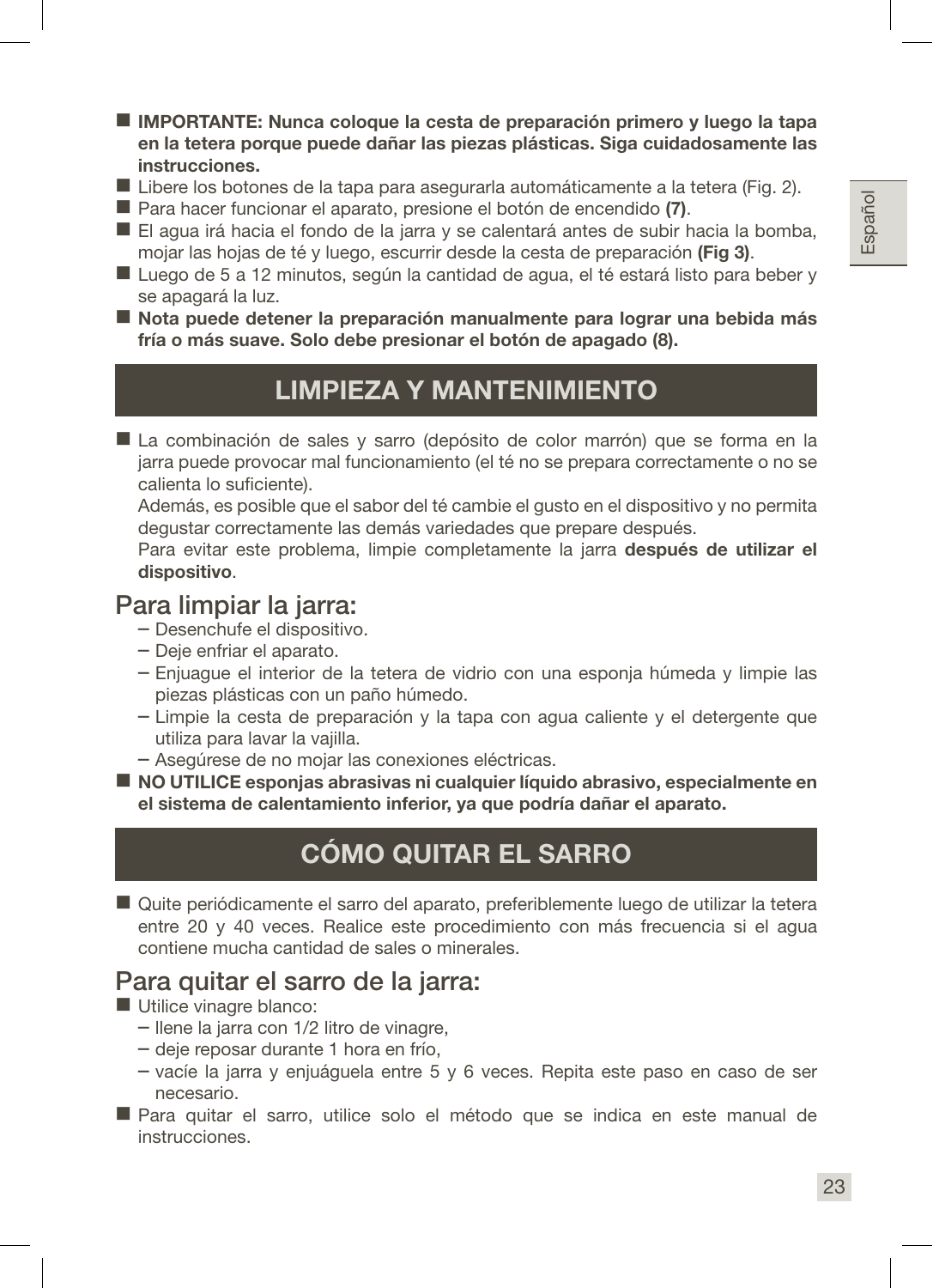- **IMPORTANTE: Nunca coloque la cesta de preparación primero y luego la tapa en la tetera porque puede dañar las piezas plásticas. Siga cuidadosamente las instrucciones.**
- Libere los botones de la tapa para asegurarla automáticamente a la tetera (Fig. 2).
- Para hacer funcionar el aparato, presione el botón de encendido **(7)**.
- El agua irá hacia el fondo de la jarra y se calentará antes de subir hacia la bomba, mojar las hojas de té y luego, escurrir desde la cesta de preparación **(Fig 3)**.
- Luego de 5 a 12 minutos, según la cantidad de agua, el té estará listo para beber y se apagará la luz.
- **Nota puede detener la preparación manualmente para lograr una bebida más fría o más suave. Solo debe presionar el botón de apagado (8).**

## LIMPIEZA Y MANTENIMIENTO

- La combinación de sales y sarro (depósito de color marrón) que se forma en la jarra puede provocar mal funcionamiento (el té no se prepara correctamente o no se calienta lo suficiente).
  Además, es posible que el sabor del té cambie el gusto en el dispositivo y no permita degustar correctamente las demás variedades que prepare después.
  Para evitar este problema, limpie completamente la jarra **después de utilizar el dispositivo**.

### Para limpiar la jarra:

– Desenchufe el dispositivo.
– Deje enfriar el aparato.
– Enjuague el interior de la tetera de vidrio con una esponja húmeda y limpie las piezas plásticas con un paño húmedo.
– Limpie la cesta de preparación y la tapa con agua caliente y el detergente que utiliza para lavar la vajilla.
– Asegúrese de no mojar las conexiones eléctricas.

- **NO UTILICE esponjas abrasivas ni cualquier líquido abrasivo, especialmente en el sistema de calentamiento inferior, ya que podría dañar el aparato.**

## CÓMO QUITAR EL SARRO

- Quite periódicamente el sarro del aparato, preferiblemente luego de utilizar la tetera entre 20 y 40 veces. Realice este procedimiento con más frecuencia si el agua contiene mucha cantidad de sales o minerales.

### Para quitar el sarro de la jarra:

- Utilice vinagre blanco:
  – llene la jarra con 1/2 litro de vinagre,
  – deje reposar durante 1 hora en frío,
  – vacíe la jarra y enjuáguela entre 5 y 6 veces. Repita este paso en caso de ser necesario.
- Para quitar el sarro, utilice solo el método que se indica en este manual de instrucciones.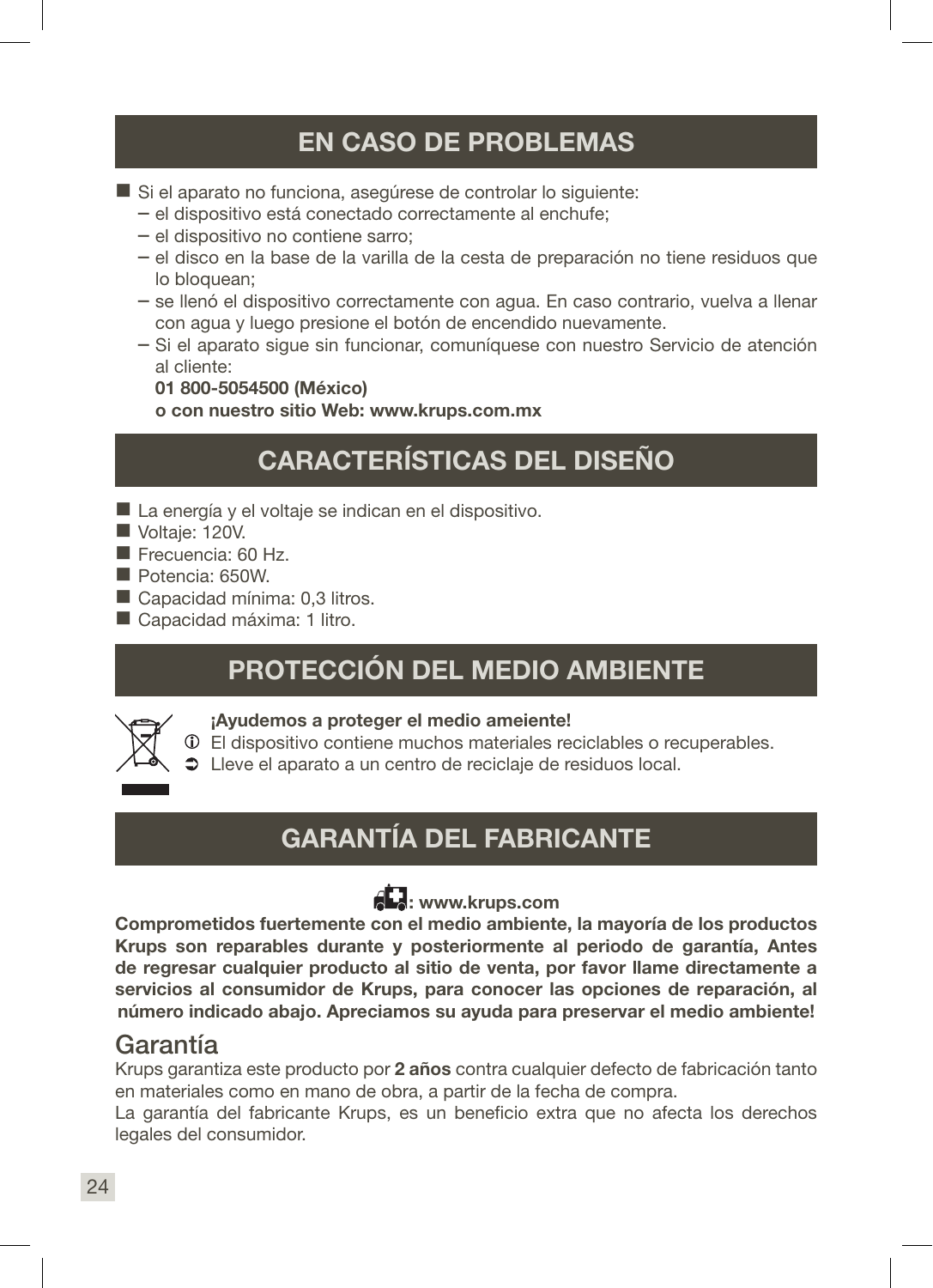## EN CASO DE PROBLEMAS

- Si el aparato no funciona, asegúrese de controlar lo siguiente:
  – el dispositivo está conectado correctamente al enchufe;
  – el dispositivo no contiene sarro;
  – el disco en la base de la varilla de la cesta de preparación no tiene residuos que lo bloquean;
  – se llenó el dispositivo correctamente con agua. En caso contrario, vuelva a llenar con agua y luego presione el botón de encendido nuevamente.
  – Si el aparato sigue sin funcionar, comuníquese con nuestro Servicio de atención al cliente:
    **01 800-5054500 (México)**
    **o con nuestro sitio Web: www.krups.com.mx**

## CARACTERÍSTICAS DEL DISEÑO

- La energía y el voltaje se indican en el dispositivo.
- Voltaje: 120V.
- Frecuencia: 60 Hz.
- Potencia: 650W.
- Capacidad mínima: 0,3 litros.
- Capacidad máxima: 1 litro.

## PROTECCIÓN DEL MEDIO AMBIENTE

**¡Ayudemos a proteger el medio ameiente!**

ⓘ El dispositivo contiene muchos materiales reciclables o recuperables.

➲ Lleve el aparato a un centro de reciclaje de residuos local.

## GARANTÍA DEL FABRICANTE

**: www.krups.com**

**Comprometidos fuertemente con el medio ambiente, la mayoría de los productos Krups son reparables durante y posteriormente al periodo de garantía, Antes de regresar cualquier producto al sitio de venta, por favor llame directamente a servicios al consumidor de Krups, para conocer las opciones de reparación, al número indicado abajo. Apreciamos su ayuda para preservar el medio ambiente!**

### Garantía

Krups garantiza este producto por **2 años** contra cualquier defecto de fabricación tanto en materiales como en mano de obra, a partir de la fecha de compra.

La garantía del fabricante Krups, es un beneficio extra que no afecta los derechos legales del consumidor.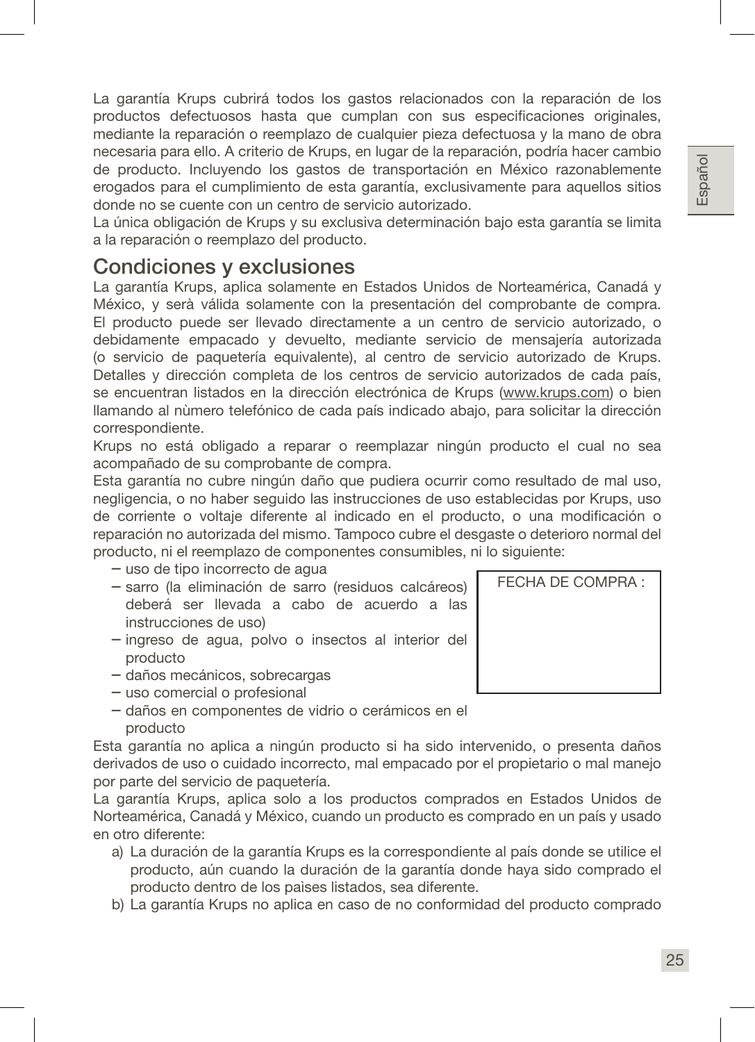La garantía Krups cubrirá todos los gastos relacionados con la reparación de los productos defectuosos hasta que cumplan con sus especificaciones originales, mediante la reparación o reemplazo de cualquier pieza defectuosa y la mano de obra necesaria para ello. A criterio de Krups, en lugar de la reparación, podría hacer cambio de producto. Incluyendo los gastos de transportación en México razonablemente erogados para el cumplimiento de esta garantía, exclusivamente para aquellos sitios donde no se cuente con un centro de servicio autorizado.
La única obligación de Krups y su exclusiva determinación bajo esta garantía se limita a la reparación o reemplazo del producto.

## Condiciones y exclusiones

La garantía Krups, aplica solamente en Estados Unidos de Norteamérica, Canadá y México, y serà válida solamente con la presentación del comprobante de compra. El producto puede ser llevado directamente a un centro de servicio autorizado, o debidamente empacado y devuelto, mediante servicio de mensajería autorizada (o servicio de paquetería equivalente), al centro de servicio autorizado de Krups. Detalles y dirección completa de los centros de servicio autorizados de cada país, se encuentran listados en la dirección electrónica de Krups (www.krups.com) o bien llamando al nùmero telefónico de cada país indicado abajo, para solicitar la dirección correspondiente.
Krups no está obligado a reparar o reemplazar ningún producto el cual no sea acompañado de su comprobante de compra.
Esta garantía no cubre ningún daño que pudiera ocurrir como resultado de mal uso, negligencia, o no haber seguido las instrucciones de uso establecidas por Krups, uso de corriente o voltaje diferente al indicado en el producto, o una modificación o reparación no autorizada del mismo. Tampoco cubre el desgaste o deterioro normal del producto, ni el reemplazo de componentes consumibles, ni lo siguiente:

- uso de tipo incorrecto de agua
- sarro (la eliminación de sarro (residuos calcáreos) deberá ser llevada a cabo de acuerdo a las instrucciones de uso)
- ingreso de agua, polvo o insectos al interior del producto
- daños mecánicos, sobrecargas
- uso comercial o profesional
- daños en componentes de vidrio o cerámicos en el producto

| FECHA DE COMPRA : |
|---|
| |

Esta garantía no aplica a ningún producto si ha sido intervenido, o presenta daños derivados de uso o cuidado incorrecto, mal empacado por el propietario o mal manejo por parte del servicio de paquetería.
La garantía Krups, aplica solo a los productos comprados en Estados Unidos de Norteamérica, Canadá y México, cuando un producto es comprado en un país y usado en otro diferente:

a) La duración de la garantía Krups es la correspondiente al país donde se utilice el producto, aún cuando la duración de la garantía donde haya sido comprado el producto dentro de los paìses listados, sea diferente.
b) La garantía Krups no aplica en caso de no conformidad del producto comprado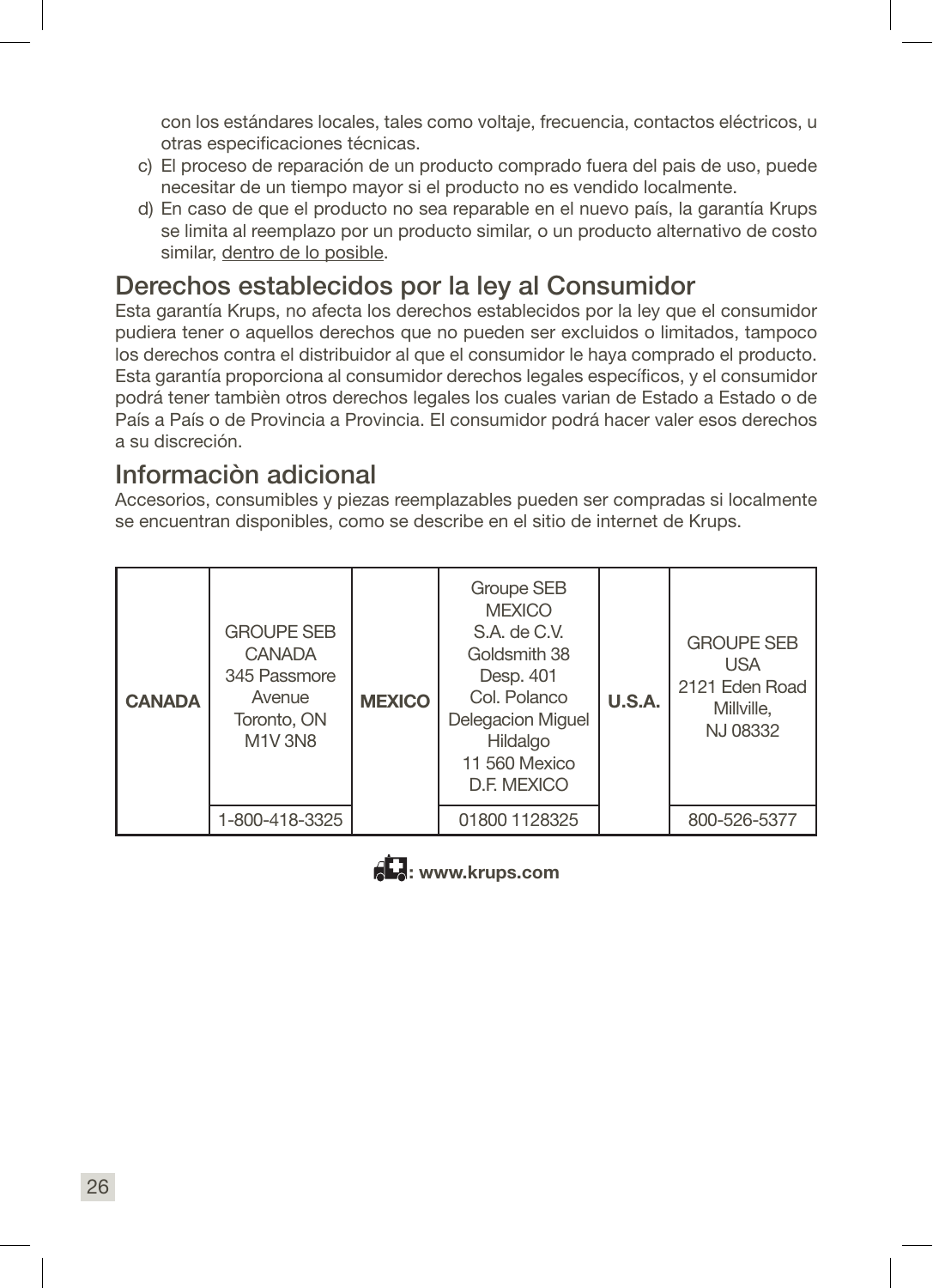con los estándares locales, tales como voltaje, frecuencia, contactos eléctricos, u otras especificaciones técnicas.

c) El proceso de reparación de un producto comprado fuera del pais de uso, puede necesitar de un tiempo mayor si el producto no es vendido localmente.

d) En caso de que el producto no sea reparable en el nuevo país, la garantía Krups se limita al reemplazo por un producto similar, o un producto alternativo de costo similar, dentro de lo posible.

## Derechos establecidos por la ley al Consumidor

Esta garantía Krups, no afecta los derechos establecidos por la ley que el consumidor pudiera tener o aquellos derechos que no pueden ser excluidos o limitados, tampoco los derechos contra el distribuidor al que el consumidor le haya comprado el producto. Esta garantía proporciona al consumidor derechos legales específicos, y el consumidor podrá tener tambièn otros derechos legales los cuales varian de Estado a Estado o de País a País o de Provincia a Provincia. El consumidor podrá hacer valer esos derechos a su discreción.

## Informaciòn adicional

Accesorios, consumibles y piezas reemplazables pueden ser compradas si localmente se encuentran disponibles, como se describe en el sitio de internet de Krups.

| | | | | | |
|---|---|---|---|---|---|
| **CANADA** | GROUPE SEB CANADA 345 Passmore Avenue Toronto, ON M1V 3N8 | **MEXICO** | Groupe SEB MEXICO S.A. de C.V. Goldsmith 38 Desp. 401 Col. Polanco Delegacion Miguel Hildalgo 11 560 Mexico D.F. MEXICO | **U.S.A.** | GROUPE SEB USA 2121 Eden Road Millville, NJ 08332 |
| | 1-800-418-3325 | | 01800 1128325 | | 800-526-5377 |

**: www.krups.com**